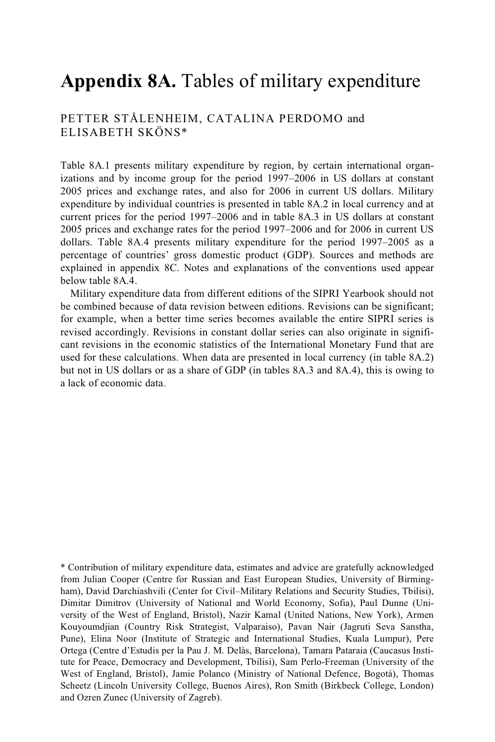# **Appendix 8A.** Tables of military expenditure

PETTER STÅLENHEIM, CATALINA PERDOMO and ELISABETH SKÖNS*

Table 8A.1 presents military expenditure by region, by certain international organizations and by income group for the period 1997–2006 in US dollars at constant 2005 prices and exchange rates, and also for 2006 in current US dollars. Military expenditure by individual countries is presented in table 8A.2 in local currency and at current prices for the period 1997–2006 and in table 8A.3 in US dollars at constant 2005 prices and exchange rates for the period 1997–2006 and for 2006 in current US dollars. Table 8A.4 presents military expenditure for the period 1997–2005 as a percentage of countries' gross domestic product (GDP). Sources and methods are explained in appendix 8C. Notes and explanations of the conventions used appear below table 8A.4.

Military expenditure data from different editions of the SIPRI Yearbook should not be combined because of data revision between editions. Revisions can be significant; for example, when a better time series becomes available the entire SIPRI series is revised accordingly. Revisions in constant dollar series can also originate in significant revisions in the economic statistics of the International Monetary Fund that are used for these calculations. When data are presented in local currency (in table 8A.2) but not in US dollars or as a share of GDP (in tables 8A.3 and 8A.4), this is owing to a lack of economic data.

* Contribution of military expenditure data, estimates and advice are gratefully acknowledged from Julian Cooper (Centre for Russian and East European Studies, University of Birmingham), David Darchiashvili (Center for Civil–Military Relations and Security Studies, Tbilisi), Dimitar Dimitrov (University of National and World Economy, Sofia), Paul Dunne (University of the West of England, Bristol), Nazir Kamal (United Nations, New York), Armen Kouyoumdjian (Country Risk Strategist, Valparaiso), Pavan Nair (Jagruti Seva Sanstha, Pune), Elina Noor (Institute of Strategic and International Studies, Kuala Lumpur), Pere Ortega (Centre d'Estudis per la Pau J. M. Delàs, Barcelona), Tamara Pataraia (Caucasus Institute for Peace, Democracy and Development, Tbilisi), Sam Perlo-Freeman (University of the West of England, Bristol), Jamie Polanco (Ministry of National Defence, Bogotá), Thomas Scheetz (Lincoln University College, Buenos Aires), Ron Smith (Birkbeck College, London) and Ozren Zunec (University of Zagreb).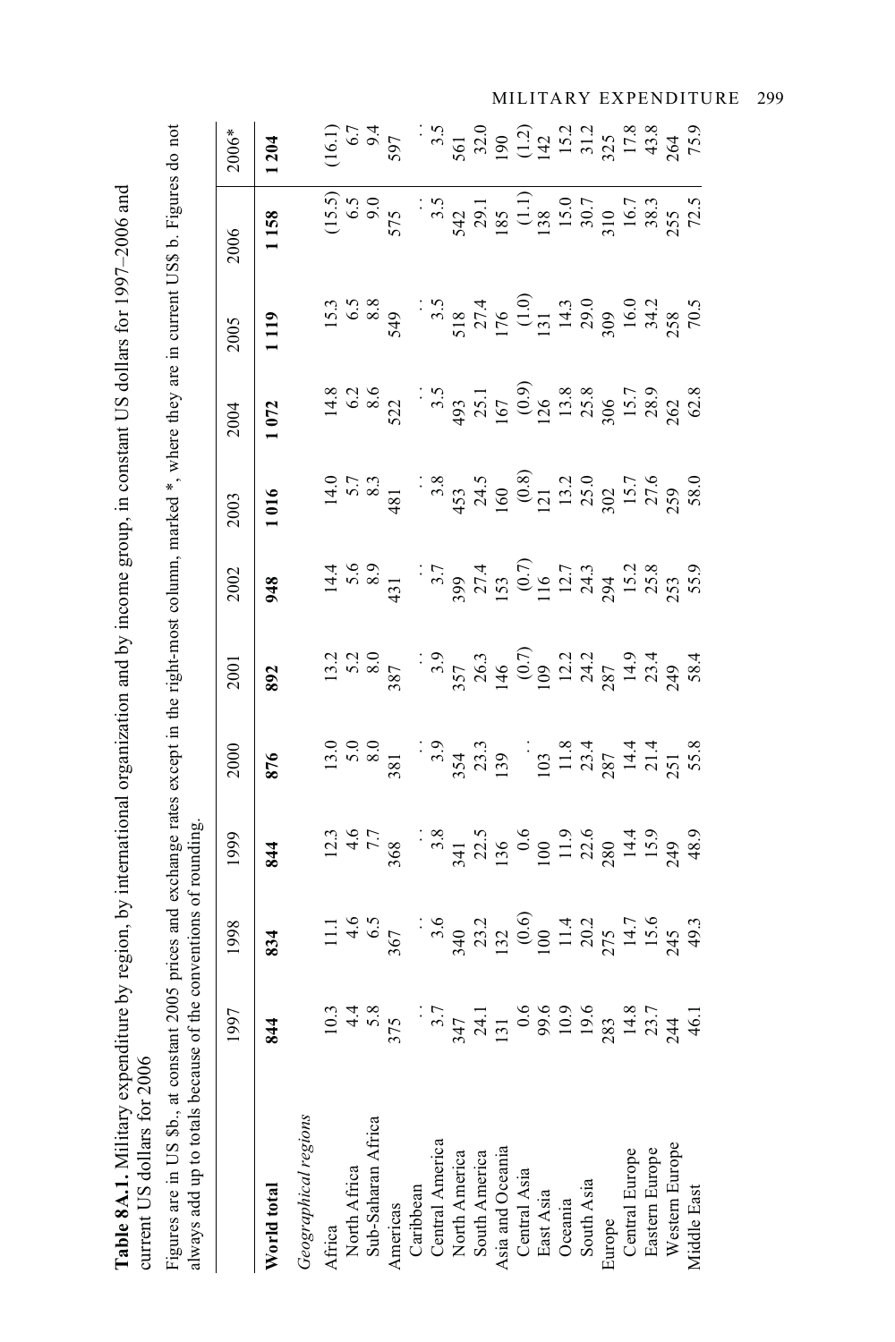**Table 8A.1.** Military expenditure by region, by international organization and by income group, in constant US dollars for 1997–2006 and current US dollars for 2006

Figures are in US $b., at constant 2005 prices and exchange rates except in the right-most column, marked *, where they are in current US$ b. Figures do not always add up to totals because of the conventions of rounding.

| | 1997 | 1998 | 1999 | 2000 | 2001 | 2002 | 2003 | 2004 | 2005 | 2006 | 2006* |
|---|---|---|---|---|---|---|---|---|---|---|---|
| **World total** | **844** | **834** | **844** | **876** | **892** | **948** | **1 016** | **1 072** | **1 119** | **1 158** | **1 204** |
| *Geographical regions* | | | | | | | | | | | |
| Africa | 10.3 | 11.1 | 12.3 | 13.0 | 13.2 | 14.4 | 14.0 | 14.8 | 15.3 | (15.5) | (16.1) |
| North Africa | 4.4 | 4.6 | 4.6 | 5.0 | 5.2 | 5.6 | 5.7 | 6.2 | 6.5 | 6.5 | 6.7 |
| Sub-Saharan Africa | 5.8 | 6.5 | 7.7 | 8.0 | 8.0 | 8.9 | 8.3 | 8.6 | 8.8 | 9.0 | 9.4 |
| Americas | 375 | 367 | 368 | 381 | 387 | 431 | 481 | 522 | 549 | 575 | 597 |
| Caribbean | . . | . . | . . | . . | . . | . . | . . | . . | . . | . . | . . |
| Central America | 3.7 | 3.6 | 3.8 | 3.9 | 3.9 | 3.7 | 3.8 | 3.5 | 3.5 | 3.5 | 3.5 |
| North America | 347 | 340 | 341 | 354 | 357 | 399 | 453 | 493 | 518 | 542 | 561 |
| South America | 24.1 | 23.2 | 22.5 | 23.3 | 26.3 | 27.4 | 24.5 | 25.1 | 27.4 | 29.1 | 32.0 |
| Asia and Oceania | 131 | 132 | 136 | 139 | 146 | 153 | 160 | 167 | 176 | 185 | 190 |
| Central Asia | 0.6 | (0.6) | 0.6 | . . | (0.7) | (0.7) | (0.8) | (0.9) | (1.0) | (1.1) | (1.2) |
| East Asia | 99.6 | 100 | 100 | 103 | 109 | 116 | 121 | 126 | 131 | 138 | 142 |
| Oceania | 10.9 | 11.4 | 11.9 | 11.8 | 12.2 | 12.7 | 13.2 | 13.8 | 14.3 | 15.0 | 15.2 |
| South Asia | 19.6 | 20.2 | 22.6 | 23.4 | 24.2 | 24.3 | 25.0 | 25.8 | 29.0 | 30.7 | 31.2 |
| Europe | 283 | 275 | 280 | 287 | 287 | 294 | 302 | 306 | 309 | 310 | 325 |
| Central Europe | 14.8 | 14.7 | 14.4 | 14.4 | 14.9 | 15.2 | 15.7 | 15.7 | 16.0 | 16.7 | 17.8 |
| Eastern Europe | 23.7 | 15.6 | 15.9 | 21.4 | 23.4 | 25.8 | 27.6 | 28.9 | 34.2 | 38.3 | 43.8 |
| Western Europe | 244 | 245 | 249 | 251 | 249 | 253 | 259 | 262 | 258 | 255 | 264 |
| Middle East | 46.1 | 49.3 | 48.9 | 55.8 | 58.4 | 55.9 | 58.0 | 62.8 | 70.5 | 72.5 | 75.9 |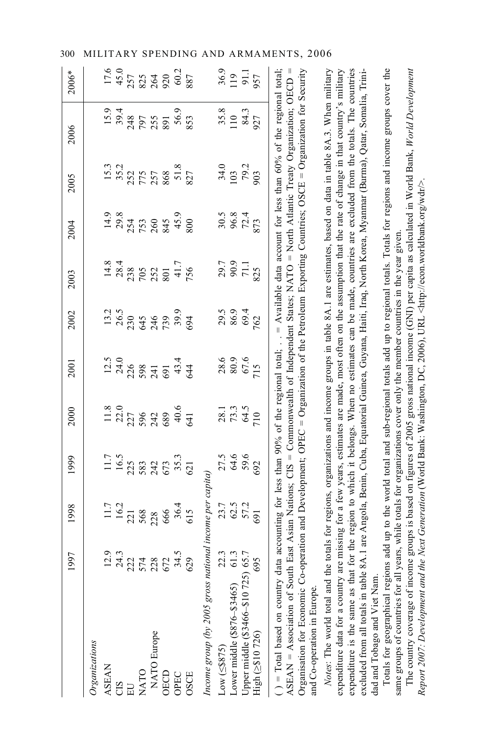| | 1997 | 1998 | 1999 | 2000 | 2001 | 2002 | 2003 | 2004 | 2005 | 2006 | 2006* |
|---|---|---|---|---|---|---|---|---|---|---|---|
| *Organizations* | | | | | | | | | | | |
| ASEAN | 12.9 | 11.7 | 11.7 | 11.8 | 12.5 | 13.2 | 14.8 | 14.9 | 15.3 | 15.9 | 17.6 |
| CIS | 24.3 | 16.2 | 16.5 | 22.0 | 24.0 | 26.5 | 28.4 | 29.8 | 35.2 | 39.4 | 45.0 |
| EU | 222 | 221 | 225 | 227 | 226 | 230 | 238 | 254 | 252 | 248 | 257 |
| NATO | 574 | 568 | 583 | 596 | 598 | 645 | 705 | 753 | 775 | 797 | 825 |
| NATO Europe | 228 | 228 | 242 | 242 | 241 | 246 | 252 | 260 | 257 | 255 | 264 |
| OECD | 672 | 666 | 673 | 689 | 691 | 739 | 801 | 845 | 868 | 891 | 920 |
| OPEC | 34.5 | 36.4 | 35.3 | 40.6 | 43.4 | 39.9 | 41.7 | 45.9 | 51.8 | 56.9 | 60.2 |
| OSCE | 629 | 615 | 621 | 641 | 644 | 694 | 756 | 800 | 827 | 853 | 887 |
| *Income group (by 2005 gross national income per capita)* | | | | | | | | | | | |
| Low (≤$875) | 22.3 | 23.7 | 27.5 | 28.1 | 28.6 | 29.5 | 29.7 | 30.5 | 34.0 | 35.8 | 36.9 |
| Lower middle ($876–$3465) | 61.3 | 62.5 | 64.6 | 73.3 | 80.9 | 86.9 | 90.9 | 96.8 | 103 | 110 | 119 |
| Upper middle ($3466–$10 725) | 65.7 | 57.2 | 59.6 | 64.5 | 67.6 | 69.4 | 71.1 | 72.4 | 79.2 | 84.3 | 91.1 |
| High (≥$10 726) | 695 | 691 | 692 | 710 | 715 | 762 | 825 | 873 | 903 | 927 | 957 |

( ) = Total based on country data accounting for less than 90% of the regional total; . . = Available data account for less than 60% of the regional total; ASEAN = Association of South East Asian Nations; CIS = Commonwealth of Independent States; NATO = North Atlantic Treaty Organization; OECD = Organisation for Economic Co-operation and Development; OPEC = Organization of the Petroleum Exporting Countries; OSCE = Organization for Security and Co-operation in Europe.

*Notes*: The world total and the totals for regions, organizations and income groups in table 8A.1 are estimates, based on data in table 8A.3. When military expenditure data for a country are missing for a few years, estimates are made, most often on the assumption that the rate of change in that country's military expenditure is the same as that for the region to which it belongs. When no estimates can be made, countries are excluded from the totals. The countries excluded from all totals in table 8A.1 are Angola, Benin, Cuba, Equatorial Guinea, Guyana, Haiti, Iraq, North Korea, Myanmar (Burma), Qatar, Somalia, Trinidad and Tobago and Viet Nam.

Totals for geographical regions add up to the world total and sub-regional totals add up to regional totals. Totals for regions and income groups cover the same groups of countries for all years, while totals for organizations cover only the member countries in the year given.

The country coverage of income groups is based on figures of 2005 gross national income (GNI) per capita as calculated in World Bank, *World Development Report 2007: Development and the Next Generation* (World Bank: Washington, DC, 2006), URL <http://econ.worldbank.org/wdr/>.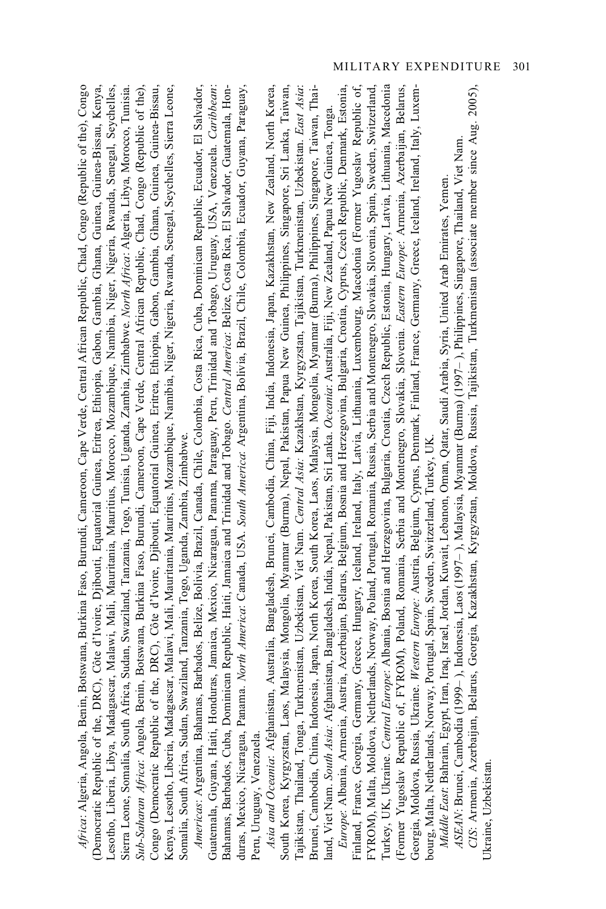*Africa*: Algeria, Angola, Benin, Botswana, Burkina Faso, Burundi, Cameroon, Cape Verde, Central African Republic, Chad, Congo (Republic of the), Congo (Democratic Republic of the, DRC), Côte d'Ivoire, Djibouti, Equatorial Guinea, Eritrea, Ethiopia, Gabon, Gambia, Ghana, Guinea, Guinea-Bissau, Kenya, Lesotho, Liberia, Libya, Madagascar, Malawi, Mali, Mauritania, Mauritius, Morocco, Mozambique, Namibia, Niger, Nigeria, Rwanda, Senegal, Seychelles, Sierra Leone, Somalia, South Africa, Sudan, Swaziland, Tanzania, Togo, Tunisia, Uganda, Zambia, Zimbabwe. *North Africa*: Algeria, Libya, Morocco, Tunisia. *Sub-Saharan Africa*: Angola, Benin, Botswana, Burkina Faso, Burundi, Cameroon, Cape Verde, Central African Republic, Chad, Congo (Republic of the), Congo (Democratic Republic of the, DRC), Côte d'Ivoire, Djibouti, Equatorial Guinea, Eritrea, Ethiopia, Gabon, Gambia, Ghana, Guinea, Guinea-Bissau, Kenya, Lesotho, Liberia, Madagascar, Malawi, Mali, Mauritania, Mauritius, Mozambique, Namibia, Niger, Nigeria, Rwanda, Senegal, Seychelles, Sierra Leone, Somalia, South Africa, Sudan, Swaziland, Tanzania, Togo, Uganda, Zambia, Zimbabwe.

*Americas*: Argentina, Bahamas, Barbados, Belize, Bolivia, Brazil, Canada, Chile, Colombia, Costa Rica, Cuba, Dominican Republic, Ecuador, El Salvador, Guatemala, Guyana, Haiti, Honduras, Jamaica, Mexico, Nicaragua, Panama, Paraguay, Peru, Trinidad and Tobago, Uruguay, USA, Venezuela. *Caribbean*: Bahamas, Barbados, Cuba, Dominican Republic, Haiti, Jamaica and Trinidad and Tobago. *Central America*: Belize, Costa Rica, El Salvador, Guatemala, Honduras, Mexico, Nicaragua, Panama. *North America*: Canada, USA. *South America*: Argentina, Bolivia, Brazil, Chile, Colombia, Ecuador, Guyana, Paraguay, Peru, Uruguay, Venezuela.

*Asia and Oceania*: Afghanistan, Australia, Bangladesh, Brunei, Cambodia, China, Fiji, India, Indonesia, Japan, Kazakhstan, New Zealand, North Korea, South Korea, Kyrgyzstan, Laos, Malaysia, Mongolia, Myanmar (Burma), Nepal, Pakistan, Papua New Guinea, Philippines, Singapore, Sri Lanka, Taiwan, Tajikistan, Thailand, Tonga, Turkmenistan, Uzbekistan, Viet Nam. *Central Asia*: Kazakhstan, Kyrgyzstan, Tajikistan, Turkmenistan, Uzbekistan. *East Asia*: Brunei, Cambodia, China, Indonesia, Japan, North Korea, South Korea, Laos, Malaysia, Mongolia, Myanmar (Burma), Philippines, Singapore, Taiwan, Thailand, Viet Nam. *South Asia*: Afghanistan, Bangladesh, India, Nepal, Pakistan, Sri Lanka. *Oceania*: Australia, Fiji, New Zealand, Papua New Guinea, Tonga.

*Europe*: Albania, Armenia, Austria, Azerbaijan, Belarus, Belgium, Bosnia and Herzegovina, Bulgaria, Croatia, Cyprus, Czech Republic, Denmark, Estonia, Finland, France, Georgia, Germany, Greece, Hungary, Iceland, Ireland, Italy, Latvia, Lithuania, Luxembourg, Macedonia (Former Yugoslav Republic of, FYROM), Malta, Moldova, Netherlands, Norway, Poland, Portugal, Romania, Russia, Serbia and Montenegro, Slovakia, Slovenia, Spain, Sweden, Switzerland, Turkey, UK, Ukraine. *Central Europe*: Albania, Bosnia and Herzegovina, Bulgaria, Croatia, Czech Republic, Estonia, Hungary, Latvia, Lithuania, Macedonia (Former Yugoslav Republic of, FYROM), Poland, Romania, Serbia and Montenegro, Slovakia, Slovenia. *Eastern Europe*: Armenia, Azerbaijan, Belarus, Georgia, Moldova, Russia, Ukraine. *Western Europe*: Austria, Belgium, Cyprus, Denmark, Finland, France, Germany, Greece, Iceland, Ireland, Italy, Luxembourg, Malta, Netherlands, Norway, Portugal, Spain, Sweden, Switzerland, Turkey, UK.

*Middle East*: Bahrain, Egypt, Iran, Iraq, Israel, Jordan, Kuwait, Lebanon, Oman, Qatar, Saudi Arabia, Syria, United Arab Emirates, Yemen.

*ASEAN*: Brunei, Cambodia (1999– ), Indonesia, Laos (1997– ), Malaysia, Myanmar (Burma) (1997– ), Philippines, Singapore, Thailand, Viet Nam.

*CIS*: Armenia, Azerbaijan, Belarus, Georgia, Kazakhstan, Kyrgyzstan, Moldova, Russia, Tajikistan, Turkmenistan (associate member since Aug. 2005), Ukraine, Uzbekistan.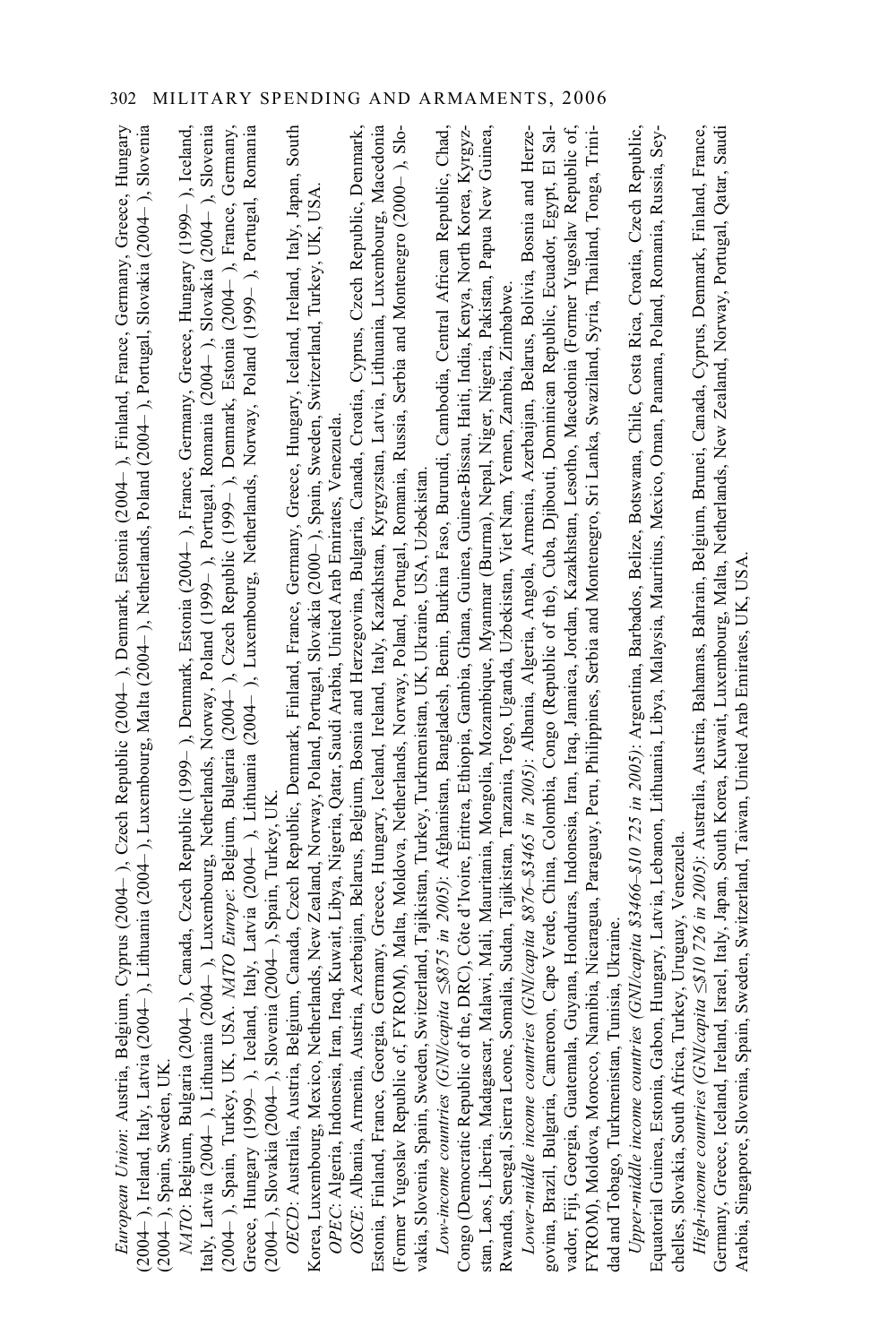*European Union*: Austria, Belgium, Cyprus (2004– ), Czech Republic (2004– ), Denmark, Estonia (2004– ), Finland, France, Germany, Greece, Hungary (2004– ), Ireland, Italy, Latvia (2004– ), Lithuania (2004– ), Luxembourg, Malta (2004– ), Netherlands, Poland (2004– ), Portugal, Slovakia (2004– ), Slovenia (2004– ), Spain, Sweden, UK.

*NATO*: Belgium, Bulgaria (2004– ), Canada, Czech Republic (1999– ), Denmark, Estonia (2004– ), France, Germany, Greece, Hungary (1999– ), Iceland, Italy, Latvia (2004– ), Lithuania (2004– ), Luxembourg, Netherlands, Norway, Poland (1999– ), Portugal, Romania (2004– ), Slovakia (2004– ), Slovenia (2004– ), Spain, Turkey, UK, USA. *NATO Europe*: Belgium, Bulgaria (2004– ), Czech Republic (1999– ), Denmark, Estonia (2004– ), France, Germany, Greece, Hungary (1999– ), Iceland, Italy, Latvia (2004– ), Lithuania (2004– ), Luxembourg, Netherlands, Norway, Poland (1999– ), Portugal, Romania (2004– ), Slovakia (2004– ), Slovenia (2004– ), Spain, Turkey, UK.

*OECD*: Australia, Austria, Belgium, Canada, Czech Republic, Denmark, Finland, France, Germany, Greece, Hungary, Iceland, Ireland, Italy, Japan, South Korea, Luxembourg, Mexico, Netherlands, New Zealand, Norway, Poland, Portugal, Slovakia (2000– ), Spain, Sweden, Switzerland, Turkey, UK, USA.

*OPEC*: Algeria, Indonesia, Iran, Iraq, Kuwait, Libya, Nigeria, Qatar, Saudi Arabia, United Arab Emirates, Venezuela.

*OSCE*: Albania, Armenia, Austria, Azerbaijan, Belarus, Belgium, Bosnia and Herzegovina, Bulgaria, Canada, Croatia, Cyprus, Czech Republic, Denmark, Estonia, Finland, France, Georgia, Germany, Greece, Hungary, Iceland, Ireland, Italy, Kazakhstan, Kyrgyzstan, Latvia, Lithuania, Luxembourg, Macedonia (Former Yugoslav Republic of, FYROM), Malta, Moldova, Netherlands, Norway, Poland, Portugal, Romania, Russia, Serbia and Montenegro (2000– ), Slovakia, Slovenia, Spain, Sweden, Switzerland, Tajikistan, Turkey, Turkmenistan, UK, Ukraine, USA, Uzbekistan.

*Low-income countries (GNI/capita ≤$875 in 2005)*: Afghanistan, Bangladesh, Benin, Burkina Faso, Burundi, Cambodia, Central African Republic, Chad, Congo (Democratic Republic of the, DRC), Côte d'Ivoire, Eritrea, Ethiopia, Gambia, Ghana, Guinea, Guinea-Bissau, Haiti, India, Kenya, North Korea, Kyrgyzstan, Laos, Liberia, Madagascar, Malawi, Mali, Mauritania, Mongolia, Mozambique, Myanmar (Burma), Nepal, Niger, Nigeria, Pakistan, Papua New Guinea, Rwanda, Senegal, Sierra Leone, Somalia, Sudan, Tajikistan, Tanzania, Togo, Uganda, Uzbekistan, Viet Nam, Yemen, Zambia, Zimbabwe.

*Lower-middle income countries (GNI/capita $876–$3465 in 2005)*: Albania, Algeria, Angola, Armenia, Azerbaijan, Belarus, Bolivia, Bosnia and Herzegovina, Brazil, Bulgaria, Cameroon, Cape Verde, China, Colombia, Congo (Republic of the), Cuba, Djibouti, Dominican Republic, Ecuador, Egypt, El Salvador, Fiji, Georgia, Guatemala, Guyana, Honduras, Indonesia, Iran, Iraq, Jamaica, Jordan, Kazakhstan, Lesotho, Macedonia (Former Yugoslav Republic of, FYROM), Moldova, Morocco, Namibia, Nicaragua, Paraguay, Peru, Philippines, Serbia and Montenegro, Sri Lanka, Swaziland, Syria, Thailand, Tonga, Trinidad and Tobago, Turkmenistan, Tunisia, Ukraine.

*Upper-middle income countries (GNI/capita $3466–$10 725 in 2005)*: Argentina, Barbados, Belize, Botswana, Chile, Costa Rica, Croatia, Czech Republic, Equatorial Guinea, Estonia, Gabon, Hungary, Latvia, Lebanon, Lithuania, Libya, Malaysia, Mauritius, Mexico, Oman, Panama, Poland, Romania, Russia, Seychelles, Slovakia, South Africa, Turkey, Uruguay, Venezuela.

*High-income countries (GNI/capita ≤$10 726 in 2005)*: Australia, Austria, Bahamas, Bahrain, Belgium, Brunei, Canada, Cyprus, Denmark, Finland, France, Germany, Greece, Iceland, Ireland, Israel, Italy, Japan, South Korea, Kuwait, Luxembourg, Malta, Netherlands, New Zealand, Norway, Portugal, Qatar, Saudi Arabia, Singapore, Slovenia, Spain, Sweden, Switzerland, Taiwan, United Arab Emirates, UK, USA.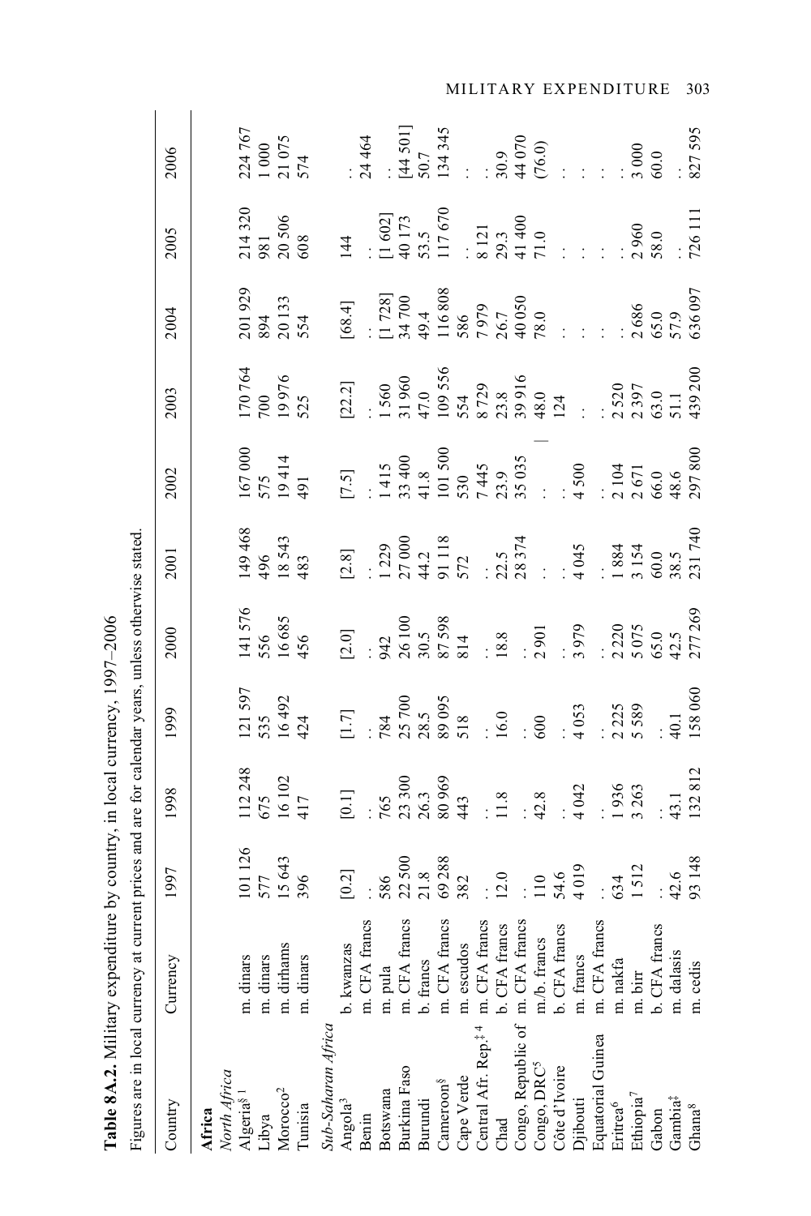**Table 8A.2.** Military expenditure by country, in local currency, 1997–2006

Figures are in local currency at current prices and are for calendar years, unless otherwise stated.

| Country | Currency | 1997 | 1998 | 1999 | 2000 | 2001 | 2002 | 2003 | 2004 | 2005 | 2006 |
|---|---|---|---|---|---|---|---|---|---|---|---|
| **Africa** | | | | | | | | | | | |
| *North Africa* | | | | | | | | | | | |
| Algeria[§ 1] | m. dinars | 101 126 | 112 248 | 121 597 | 141 576 | 149 468 | 167 000 | 170 764 | 201 929 | 214 320 | 224 767 |
| Libya | m. dinars | 577 | 675 | 535 | 556 | 496 | 575 | 700 | 894 | 981 | 1 000 |
| Morocco[2] | m. dirhams | 15 643 | 16 102 | 16 492 | 16 685 | 18 543 | 19 414 | 19 976 | 20 133 | 20 506 | 21 075 |
| Tunisia | m. dinars | 396 | 417 | 424 | 456 | 483 | 491 | 525 | 554 | 608 | 574 |
| *Sub-Saharan Africa* | | | | | | | | | | | |
| Angola[3] | b. kwanzas | [0.2] | [0.1] | [1.7] | [2.0] | [2.8] | [7.5] | [22.2] | [68.4] | 144 | . . |
| Benin | m. CFA francs | . . | . . | . . | . . | . . | . . | . . | . . | . . | 24 464 |
| Botswana | m. pula | 586 | 765 | 784 | 942 | 1 229 | 1 415 | 1 560 | [1 728] | [1 602] | . . |
| Burkina Faso | m. CFA francs | 22 500 | 23 300 | 25 700 | 26 100 | 27 000 | 33 400 | 31 960 | 34 700 | 40 173 | [44 501] |
| Burundi | b. francs | 21.8 | 26.3 | 28.5 | 30.5 | 44.2 | 41.8 | 47.0 | 49.4 | 53.5 | 50.7 |
| Cameroon[§] | m. CFA francs | 69 288 | 80 969 | 89 095 | 87 598 | 91 118 | 101 500 | 109 556 | 116 808 | 117 670 | 134 345 |
| Cape Verde | m. escudos | 382 | 443 | 518 | 814 | 572 | 530 | 554 | 586 | . . | . . |
| Central Afr. Rep.[‡ 4] | m. CFA francs | . . | . . | . . | . . | . . | 7 445 | 8 729 | 7 979 | 8 121 | . . |
| Chad | b. CFA francs | 12.0 | 11.8 | 16.0 | 18.8 | 22.5 | 23.9 | 23.8 | 26.7 | 29.3 | 30.9 |
| Congo, Republic of | m. CFA francs | . . | . . | . . | . . | 28 374 | 35 035 | 39 916 | 40 050 | 41 400 | 44 070 |
| Congo, DRC[5] | m./b. francs | 110 | 42.8 | 600 | 2 901 | . . | . . | 48.0 | 78.0 | 71.0 | (76.0) |
| Côte d'Ivoire | b. CFA francs | 54.6 | . . | . . | . . | . . | . . | 124 | . . | . . | . . |
| Djibouti | m. francs | 4 019 | 4 042 | 4 053 | 3 979 | 4 045 | 4 500 | . . | . . | . . | . . |
| Equatorial Guinea | m. CFA francs | . . | . . | . . | . . | . . | . . | . . | . . | . . | . . |
| Eritrea[6] | m. nakfa | 634 | 1 936 | 2 225 | 2 220 | 1 884 | 2 104 | 2 520 | . . | . . | . . |
| Ethiopia[7] | m. birr | 1 512 | 3 263 | 5 589 | 5 075 | 3 154 | 2 671 | 2 397 | 2 686 | 2 960 | 3 000 |
| Gabon | b. CFA francs | . . | . . | . . | 65.0 | 60.0 | 66.0 | 63.0 | 65.0 | 58.0 | 60.0 |
| Gambia[‡] | m. dalasis | 42.6 | 43.1 | 40.1 | 42.5 | 38.5 | 48.6 | 51.1 | 57.9 | . . | . . |
| Ghana[8] | m. cedis | 93 148 | 132 812 | 158 060 | 277 269 | 231 740 | 297 800 | 439 200 | 636 097 | 726 111 | 827 595 |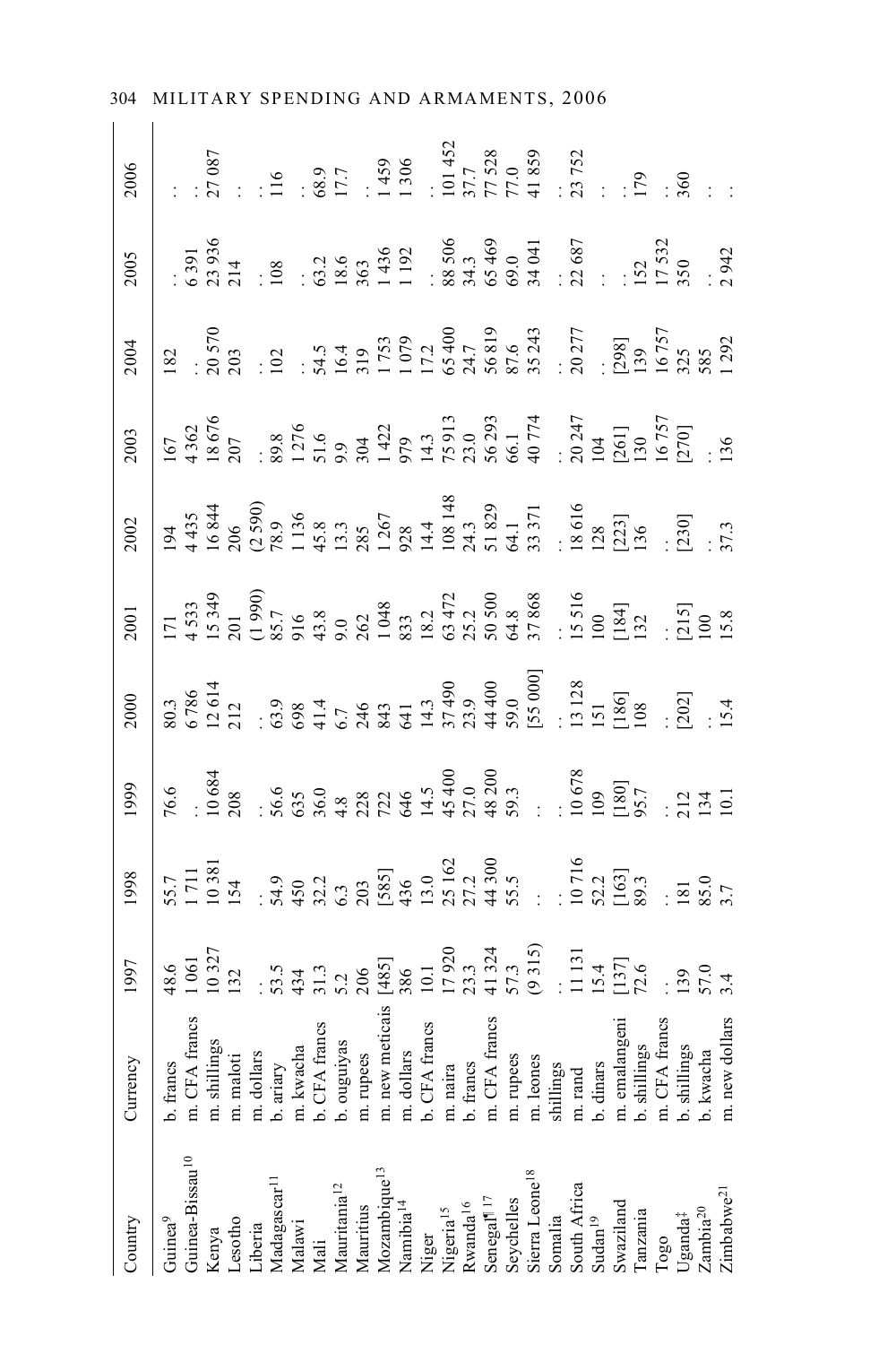| Country | Currency | 1997 | 1998 | 1999 | 2000 | 2001 | 2002 | 2003 | 2004 | 2005 | 2006 |
|---|---|---|---|---|---|---|---|---|---|---|---|
| Guinea[9] | b. francs | 48.6 | 55.7 | 76.6 | 80.3 | 171 | 194 | 167 | 182 | . . | . . |
| Guinea-Bissau[10] | m. CFA francs | 1 061 | 1 711 | . . | 6 786 | 4 533 | 4 435 | 4 362 | . . | 6 391 | . . |
| Kenya | m. shillings | 10 327 | 10 381 | 10 684 | 12 614 | 15 349 | 16 844 | 18 676 | 20 570 | 23 936 | 27 087 |
| Lesotho | m. maloti | 132 | 154 | 208 | 212 | 201 | 206 | 207 | 203 | 214 | . . |
| Liberia | m. dollars | . . | . . | . . | . . | (1 990) | (2 590) | . . | . . | . . | . . |
| Madagascar[11] | b. ariary | 53.5 | 54.9 | 56.6 | 63.9 | 85.7 | 78.9 | 89.8 | 102 | 108 | 116 |
| Malawi | m. kwacha | 434 | 450 | 635 | 698 | 916 | 1 136 | 1 276 | . . | . . | . . |
| Mali | b. CFA francs | 31.3 | 32.2 | 36.0 | 41.4 | 43.8 | 45.8 | 51.6 | 54.5 | 63.2 | 68.9 |
| Mauritania[12] | b. ouguiyas | 5.2 | 6.3 | 4.8 | 6.7 | 9.0 | 13.3 | 9.9 | 16.4 | 18.6 | 17.7 |
| Mauritius | m. rupees | 206 | 203 | 228 | 246 | 262 | 285 | 304 | 319 | 363 | . . |
| Mozambique[13] | m. new meticais | [485] | [585] | 722 | 843 | 1 048 | 1 267 | 1 422 | 1 753 | 1 436 | 1 459 |
| Namibia[14] | m. dollars | 386 | 436 | 646 | 641 | 833 | 928 | 979 | 1 079 | 1 192 | 1 306 |
| Niger | b. CFA francs | 10.1 | 13.0 | 14.5 | 14.3 | 18.2 | 14.4 | 14.3 | 17.2 | . . | . . |
| Nigeria[15] | m. naira | 17 920 | 25 162 | 45 400 | 37 490 | 63 472 | 108 148 | 75 913 | 65 400 | 88 506 | 101 452 |
| Rwanda[16] | b. francs | 23.3 | 27.2 | 27.0 | 23.9 | 25.2 | 24.3 | 23.0 | 24.7 | 34.3 | 37.7 |
| Senegal¶[17] | m. CFA francs | 41 324 | 44 300 | 48 200 | 44 400 | 50 500 | 51 829 | 56 293 | 56 819 | 65 469 | 77 528 |
| Seychelles | m. rupees | 57.3 | 55.5 | 59.3 | 59.0 | 64.8 | 64.1 | 66.1 | 87.6 | 69.0 | 77.0 |
| Sierra Leone[18] | m. leones | (9 315) | . . | . . | [55 000] | 37 868 | 33 371 | 40 774 | 35 243 | 34 041 | 41 859 |
| Somalia | shillings | . . | . . | . . | . . | . . | . . | . . | . . | . . | . . |
| South Africa | m. rand | 11 131 | 10 716 | 10 678 | 13 128 | 15 516 | 18 616 | 20 247 | 20 277 | 22 687 | 23 752 |
| Sudan[19] | b. dinars | 15.4 | 52.2 | 109 | 151 | 100 | 128 | 104 | . . | . . | . . |
| Swaziland | m. emalangeni | [137] | [163] | [180] | [186] | [184] | [223] | [261] | [298] | . . | . . |
| Tanzania | b. shillings | 72.6 | 89.3 | 95.7 | 108 | 132 | 136 | 130 | 139 | 152 | 179 |
| Togo | m. CFA francs | . . | . . | . . | . . | . . | . . | 16 757 | 16 757 | 17 532 | . . |
| Uganda‡ | b. shillings | 139 | 181 | 212 | [202] | [215] | [230] | [270] | 325 | 350 | 360 |
| Zambia[20] | b. kwacha | 57.0 | 85.0 | 134 | . . | 100 | . . | . . | 585 | . . | . . |
| Zimbabwe[21] | m. new dollars | 3.4 | 3.7 | 10.1 | 15.4 | 15.8 | 37.3 | 136 | 1 292 | 2 942 | . . |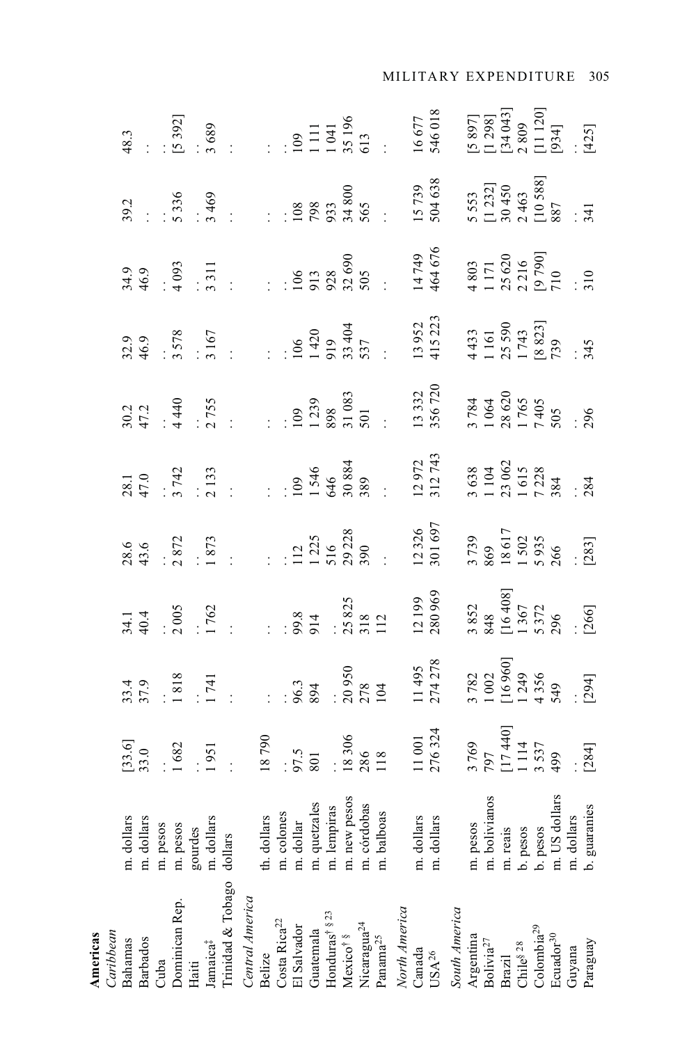| Country | Currency | | | | | | | | | | |
|---|---|---|---|---|---|---|---|---|---|---|---|
| **Americas** | | | | | | | | | | | |
| *Caribbean* | | | | | | | | | | | |
| Bahamas | m. dollars | [33.6] | 33.4 | 34.1 | 28.6 | 28.1 | 30.2 | 32.9 | 34.9 | 39.2 | 48.3 |
| Barbados | m. dollars | 33.0 | 37.9 | 40.4 | 43.6 | 47.0 | 47.2 | 46.9 | 46.9 | . . | . . |
| Cuba | m. pesos | . . | . . | . . | . . | . . | . . | . . | . . | . . | . . |
| Dominican Rep. | m. pesos | 1 682 | 1 818 | 2 005 | 2 872 | 3 742 | 4 440 | 3 578 | 4 093 | 5 336 | [5 392] |
| Haiti | gourdes | . . | . . | . . | . . | . . | . . | . . | . . | . . | . . |
| Jamaica‡ | m. dollars | 1 951 | 1 741 | 1 762 | 1 873 | 2 133 | 2 755 | 3 167 | 3 311 | 3 469 | 3 689 |
| Trinidad & Tobago | dollars | . . | . . | . . | . . | . . | . . | . . | . . | . . | . . |
| *Central America* | | | | | | | | | | | |
| Belize | th. dollars | 18 790 | . . | . . | . . | . . | . . | . . | . . | . . | . . |
| Costa Rica[22] | m. colones | . . | . . | . . | . . | . . | . . | . . | . . | . . | . . |
| El Salvador | m. dollar | 97.5 | 96.3 | 99.8 | 112 | 109 | 109 | 106 | 106 | 108 | 109 |
| Guatemala | m. quetzales | 801 | 894 | 914 | 1 225 | 1 546 | 1 239 | 1 420 | 913 | 798 | 1 111 |
| Honduras† §[23] | m. lempiras | . . | . . | . . | 516 | 646 | 898 | 919 | 928 | 933 | 1 041 |
| Mexico† § | m. new pesos | 18 306 | 20 950 | 25 825 | 29 228 | 30 884 | 31 083 | 33 404 | 32 690 | 34 800 | 35 196 |
| Nicaragua[24] | m. córdobas | 286 | 278 | 318 | 390 | 389 | 501 | 537 | 505 | 565 | 613 |
| Panama[25] | m. balboas | 118 | 104 | 112 | . . | . . | . . | . . | . . | . . | . . |
| *North America* | | | | | | | | | | | |
| Canada | m. dollars | 11 001 | 11 495 | 12 199 | 12 326 | 12 972 | 13 332 | 13 952 | 14 749 | 15 739 | 16 677 |
| USA[26] | m. dollars | 276 324 | 274 278 | 280 969 | 301 697 | 312 743 | 356 720 | 415 223 | 464 676 | 504 638 | 546 018 |
| *South America* | | | | | | | | | | | |
| Argentina | m. pesos | 3 769 | 3 782 | 3 852 | 3 739 | 3 638 | 3 784 | 4 433 | 4 803 | 5 553 | [5 897] |
| Bolivia[27] | m. bolivianos | 797 | 1 002 | 848 | 869 | 1 104 | 1 064 | 1 161 | 1 171 | [1 232] | [1 298] |
| Brazil | m. reais | [17 440] | [16 960] | [16 408] | 18 617 | 23 062 | 28 620 | 25 590 | 25 620 | 30 450 | [34 043] |
| Chile§ [28] | b. pesos | 1 114 | 1 249 | 1 367 | 1 502 | 1 615 | 1 765 | 1 743 | 2 216 | 2 463 | 2 809 |
| Colombia[29] | b. pesos | 3 537 | 4 356 | 5 372 | 5 935 | 7 228 | 7 405 | [8 823] | [9 790] | [10 588] | [11 120] |
| Ecuador[30] | m. US dollars | 499 | 549 | 296 | 266 | 384 | 505 | 739 | 710 | 887 | [934] |
| Guyana | m. dollars | . . | . . | . . | . . | . . | . . | . . | . . | . . | . . |
| Paraguay | b. guaranies | [284] | [294] | [266] | [283] | 284 | 296 | 345 | 310 | 341 | [425] |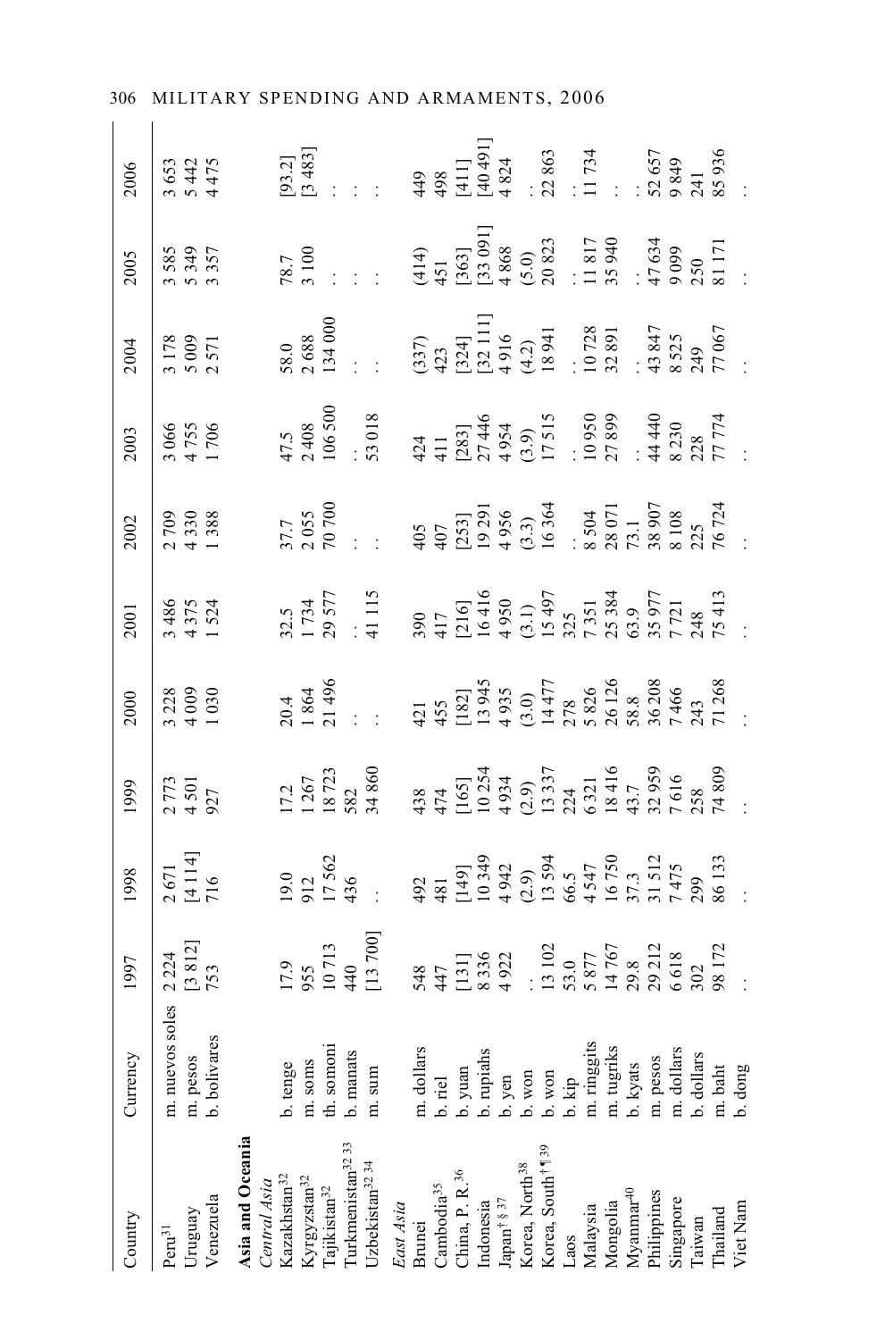| Country | Currency | 1997 | 1998 | 1999 | 2000 | 2001 | 2002 | 2003 | 2004 | 2005 | 2006 |
|---|---|---|---|---|---|---|---|---|---|---|---|
| Peru[31] | m. nuevos soles | 2 224 | 2 671 | 2 773 | 3 228 | 3 486 | 2 709 | 3 066 | 3 178 | 3 585 | 3 653 |
| Uruguay | m. pesos | [3 812] | [4 114] | 4 501 | 4 009 | 4 375 | 4 330 | 4 755 | 5 009 | 5 349 | 5 442 |
| Venezuela | b. bolivares | 753 | 716 | 927 | 1 030 | 1 524 | 1 388 | 1 706 | 2 571 | 3 357 | 4 475 |
| **Asia and Oceania** | | | | | | | | | | | |
| *Central Asia* | | | | | | | | | | | |
| Kazakhstan[32] | b. tenge | 17.9 | 19.0 | 17.2 | 20.4 | 32.5 | 37.7 | 47.5 | 58.0 | 78.7 | [93.2] |
| Kyrgyzstan[32] | m. soms | 955 | 912 | 1 267 | 1 864 | 1 734 | 2 055 | 2 408 | 2 688 | 3 100 | [3 483] |
| Tajikistan[32] | th. somoni | 10 713 | 17 562 | 18 723 | 21 496 | 29 577 | 70 700 | 106 500 | 134 000 | . . | . . |
| Turkmenistan[32 33] | b. manats | 440 | 436 | 582 | . . | . . | . . | . . | . . | . . | . . |
| Uzbekistan[32 34] | m. sum | [13 700] | . . | 34 860 | . . | 41 115 | . . | 53 018 | . . | . . | . . |
| *East Asia* | | | | | | | | | | | |
| Brunei | m. dollars | 548 | 492 | 438 | 421 | 390 | 405 | 424 | (337) | (414) | 449 |
| Cambodia[35] | b. riel | 447 | 481 | 474 | 455 | 417 | 407 | 411 | 423 | 451 | 498 |
| China, P. R.[36] | b. yuan | [131] | [149] | [165] | [182] | [216] | [253] | [283] | [324] | [363] | [411] |
| Indonesia | b. rupiahs | 8 336 | 10 349 | 10 254 | 13 945 | 16 416 | 19 291 | 27 446 | [32 111] | [33 091] | [40 491] |
| Japan[† § 37] | b. yen | 4 922 | 4 942 | 4 934 | 4 935 | 4 950 | 4 956 | 4 954 | 4 916 | 4 868 | 4 824 |
| Korea, North[38] | b. won | . . | (2.9) | (2.9) | (3.0) | (3.1) | (3.3) | (3.9) | (4.2) | (5.0) | . . |
| Korea, South[† ¶ 39] | b. won | 13 102 | 13 594 | 13 337 | 14 477 | 15 497 | 16 364 | 17 515 | 18 941 | 20 823 | 22 863 |
| Laos | b. kip | 53.0 | 66.5 | 224 | 278 | 325 | . . | . . | . . | . . | . . |
| Malaysia | m. ringgits | 5 877 | 4 547 | 6 321 | 5 826 | 7 351 | 8 504 | 10 950 | 10 728 | 11 817 | 11 734 |
| Mongolia | m. tugriks | 14 767 | 16 750 | 18 416 | 26 126 | 25 384 | 28 071 | 27 899 | 32 891 | 35 940 | . . |
| Myanmar[40] | b. kyats | 29.8 | 37.3 | 43.7 | 58.8 | 63.9 | 73.1 | . . | . . | . . | . . |
| Philippines | m. pesos | 29 212 | 31 512 | 32 959 | 36 208 | 35 977 | 38 907 | 44 440 | 43 847 | 47 634 | 52 657 |
| Singapore | m. dollars | 6 618 | 7 475 | 7 616 | 7 466 | 7 721 | 8 108 | 8 230 | 8 525 | 9 099 | 9 849 |
| Taiwan | b. dollars | 302 | 299 | 258 | 243 | 248 | 225 | 228 | 249 | 250 | 241 |
| Thailand | m. baht | 98 172 | 86 133 | 74 809 | 71 268 | 75 413 | 76 724 | 77 774 | 77 067 | 81 171 | 85 936 |
| Viet Nam | b. dong | . . | . . | . . | . . | . . | . . | . . | . . | . . | . . |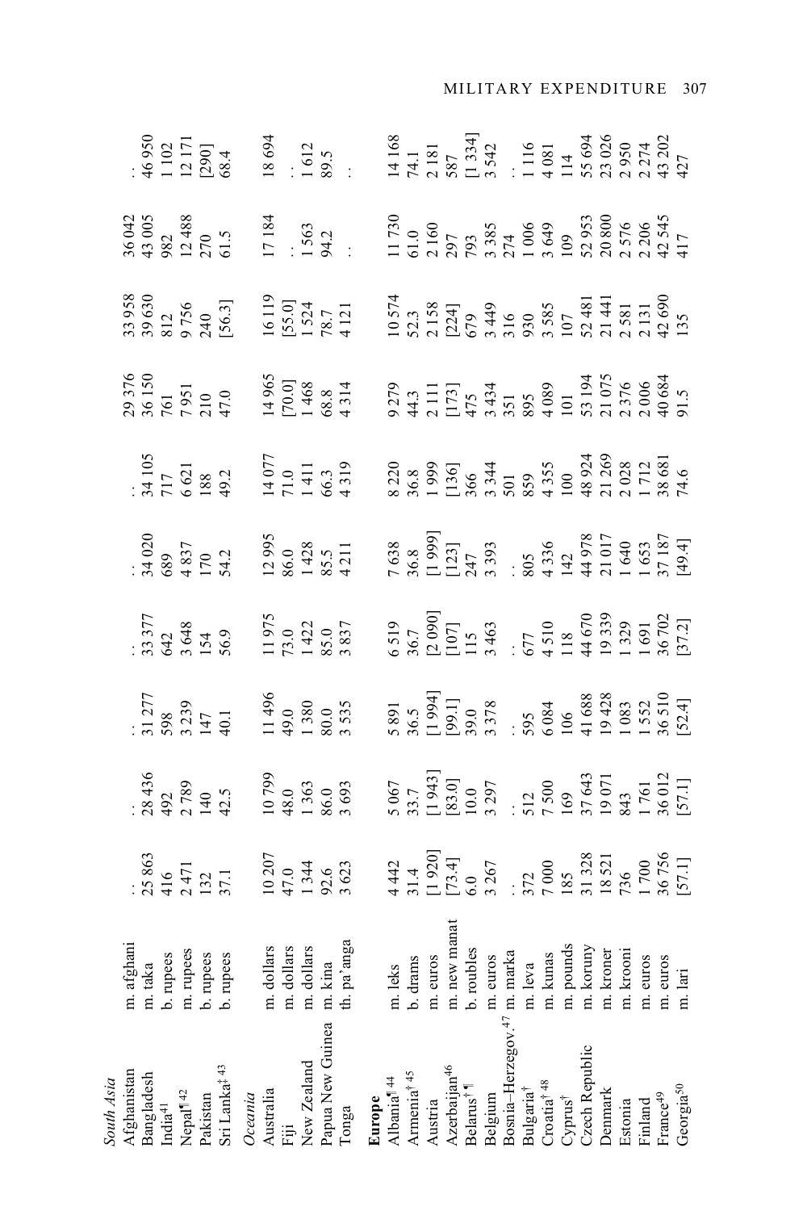| | | | | | | | | | | | |
|---|---|---|---|---|---|---|---|---|---|---|---|
| *South Asia* | | | | | | | | | | | |
| Afghanistan | m. afghani | . . | . . | . . | . . | . . | . . | 29 376 | 33 958 | 36 042 | . . |
| Bangladesh | m. taka | 25 863 | 28 436 | 31 277 | 33 377 | 34 020 | 34 105 | 36 150 | 39 630 | 43 005 | 46 950 |
| India[41] | b. rupees | 416 | 492 | 598 | 642 | 689 | 717 | 761 | 812 | 982 | 1 102 |
| Nepal¶[42] | m. rupees | 2 471 | 2 789 | 3 239 | 3 648 | 4 837 | 6 621 | 7 951 | 9 756 | 12 488 | 12 171 |
| Pakistan | b. rupees | 132 | 140 | 147 | 154 | 170 | 188 | 210 | 240 | 270 | [290] |
| Sri Lanka‡[43] | b. rupees | 37.1 | 42.5 | 40.1 | 56.9 | 54.2 | 49.2 | 47.0 | [56.3] | 61.5 | 68.4 |
| *Oceania* | | | | | | | | | | | |
| Australia | m. dollars | 10 207 | 10 799 | 11 496 | 11 975 | 12 995 | 14 077 | 14 965 | 16 119 | 17 184 | 18 694 |
| Fiji | m. dollars | 47.0 | 48.0 | 49.0 | 73.0 | 86.0 | 71.0 | [70.0] | [55.0] | . . | . . |
| New Zealand | m. dollars | 1 344 | 1 363 | 1 380 | 1 422 | 1 428 | 1 411 | 1 468 | 1 524 | 1 563 | 1 612 |
| Papua New Guinea | m. kina | 92.6 | 86.0 | 80.0 | 85.0 | 85.5 | 66.3 | 68.8 | 78.7 | 94.2 | 89.5 |
| Tonga | th. pa'anga | 3 623 | 3 693 | 3 535 | 3 837 | 4 211 | 4 319 | 4 314 | 4 121 | . . | . . |
| **Europe** | | | | | | | | | | | |
| Albania¶[44] | m. leks | 4 442 | 5 067 | 5 891 | 6 519 | 7 638 | 8 220 | 9 279 | 10 574 | 11 730 | 14 168 |
| Armenia†[45] | b. drams | 31.4 | 33.7 | 36.5 | 36.7 | 36.8 | 36.8 | 44.3 | 52.3 | 61.0 | 74.1 |
| Austria | m. euros | [1 920] | [1 943] | [1 994] | [2 090] | [1 999] | 1 999 | 2 111 | 2 158 | 2 160 | 2 181 |
| Azerbaijan[46] | m. new manat | [73.4] | [83.0] | [99.1] | [107] | [123] | [136] | [173] | [224] | 297 | 587 |
| Belarus†¶ | b. roubles | 6.0 | 10.0 | 39.0 | 115 | 247 | 366 | 475 | 679 | 793 | [1 334] |
| Belgium | m. euros | 3 267 | 3 297 | 3 378 | 3 463 | 3 393 | 3 344 | 3 434 | 3 449 | 3 385 | 3 542 |
| Bosnia–Herzegov.[47] | m. marka | . . | . . | . . | . . | . . | 501 | 351 | 316 | 274 | . . |
| Bulgaria† | m. leva | 372 | 512 | 595 | 677 | 805 | 859 | 895 | 930 | 1 006 | 1 116 |
| Croatia†[48] | m. kunas | 7 000 | 7 500 | 6 084 | 4 510 | 4 336 | 4 355 | 4 089 | 3 585 | 3 649 | 4 081 |
| Cyprus† | m. pounds | 185 | 169 | 106 | 118 | 142 | 100 | 101 | 107 | 109 | 114 |
| Czech Republic | m. koruny | 31 328 | 37 643 | 41 688 | 44 670 | 44 978 | 48 924 | 53 194 | 52 481 | 52 953 | 55 694 |
| Denmark | m. kroner | 18 521 | 19 071 | 19 428 | 19 339 | 21 017 | 21 269 | 21 075 | 21 441 | 20 800 | 23 026 |
| Estonia | m. krooni | 736 | 843 | 1 083 | 1 329 | 1 640 | 2 028 | 2 376 | 2 581 | 2 576 | 2 950 |
| Finland | m. euros | 1 700 | 1 761 | 1 552 | 1 691 | 1 653 | 1 712 | 2 006 | 2 131 | 2 206 | 2 274 |
| France[49] | m. euros | 36 756 | 36 012 | 36 510 | 36 702 | 37 187 | 38 681 | 40 684 | 42 690 | 42 545 | 43 202 |
| Georgia[50] | m. lari | [57.1] | [57.1] | [52.4] | [37.2] | [49.4] | 74.6 | 91.5 | 135 | 417 | 427 |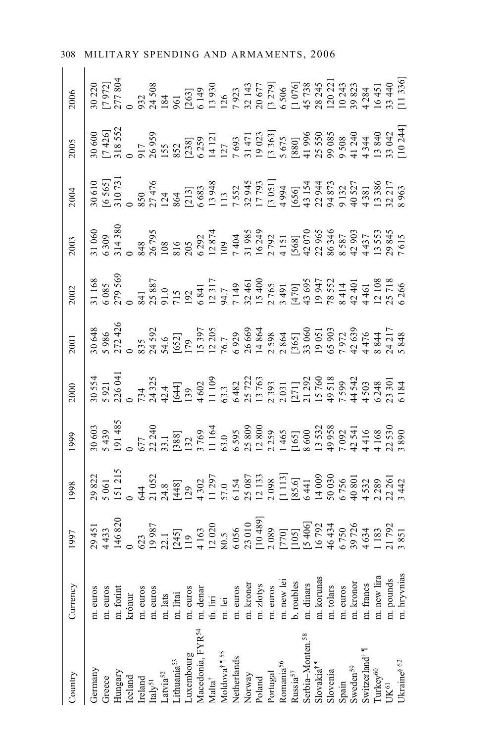| Country | Currency | 1997 | 1998 | 1999 | 2000 | 2001 | 2002 | 2003 | 2004 | 2005 | 2006 |
| --- | --- | --- | --- | --- | --- | --- | --- | --- | --- | --- | --- |
| Germany | m. euros | 29 451 | 29 822 | 30 603 | 30 554 | 30 648 | 31 168 | 31 060 | 30 610 | 30 600 | 30 220 |
| Greece | m. euros | 4 433 | 5 061 | 5 439 | 5 921 | 5 986 | 6 085 | 6 309 | [6 565] | [7 426] | [7 972] |
| Hungary | m. forint | 146 820 | 151 215 | 191 485 | 226 041 | 272 426 | 279 569 | 314 380 | 310 731 | 318 552 | 277 804 |
| Iceland | krónur | 0 | 0 | 0 | 0 | 0 | 0 | 0 | 0 | 0 | 0 |
| Ireland | m. euros | 623 | 644 | 677 | 734 | 835 | 841 | 848 | 850 | 917 | 932 |
| Italy[51] | m. euros | 19 987 | 21 052 | 22 240 | 24 325 | 24 592 | 25 887 | 26 795 | 27 476 | 26 959 | 24 508 |
| Latvia[52] | m. lats | 22.1 | 24.8 | 33.1 | 42.4 | 54.6 | 91.0 | 108 | 124 | 155 | 184 |
| Lithuania[53] | m. litai | [245] | [448] | [388] | [644] | [652] | 715 | 816 | 864 | 852 | 961 |
| Luxembourg | m. euros | 119 | 129 | 132 | 139 | 179 | 192 | 205 | [213] | [238] | [263] |
| Macedonia, FYR[54] | m. denar | 4 163 | 4 302 | 3 769 | 4 602 | 15 397 | 6 841 | 6 292 | 6 683 | 6 259 | 6 149 |
| Malta† | th. liri | 12 020 | 11 297 | 11 164 | 11 109 | 12 205 | 12 317 | 12 874 | 13 948 | 14 121 | 13 930 |
| Moldova†¶[55] | m. lei | 80.5 | 57.0 | 63.0 | 63.3 | 76.7 | 94.7 | 109 | 113 | 127 | 126 |
| Netherlands | m. euros | 6 056 | 6 154 | 6 595 | 6 482 | 6 929 | 7 149 | 7 404 | 7 552 | 7 693 | 7 923 |
| Norway | m. kroner | 23 010 | 25 087 | 25 809 | 25 722 | 26 669 | 32 461 | 31 985 | 32 945 | 31 471 | 32 143 |
| Poland | m. zlotys | [10 489] | 12 133 | 12 800 | 13 763 | 14 864 | 15 400 | 16 249 | 17 793 | 19 023 | 20 677 |
| Portugal | m. euros | 2 089 | 2 098 | 2 259 | 2 393 | 2 598 | 2 765 | 2 792 | [3 051] | [3 363] | [3 279] |
| Romania[56] | m. new lei | [770] | [1 113] | 1 465 | 2 031 | 2 864 | 3 491 | 4 151 | 4 994 | 5 675 | 6 506 |
| Russia[57] | b. roubles | [105] | [85.6] | [165] | [271] | [365] | [470] | [568] | [656] | [880] | [1 076] |
| Serbia–Monten.[58] | m. dinars | [5 406] | 6 441 | 8 600 | 21 292 | 33 060 | 43 695 | 42 070 | 43 154 | 41 996 | 45 738 |
| Slovakia†¶ | m. korunas | 16 792 | 14 009 | 13 532 | 15 760 | 19 051 | 19 947 | 22 965 | 22 944 | 25 550 | 28 245 |
| Slovenia | m. tolars | 46 434 | 50 030 | 49 958 | 49 518 | 65 903 | 78 552 | 86 346 | 94 873 | 99 085 | 120 221 |
| Spain | m. euros | 6 750 | 6 756 | 7 092 | 7 599 | 7 972 | 8 414 | 8 587 | 9 132 | 9 508 | 10 243 |
| Sweden[59] | m. kronor | 39 726 | 40 801 | 42 541 | 44 542 | 42 639 | 42 401 | 42 903 | 40 527 | 41 240 | 39 823 |
| Switzerland†¶ | m. francs | 4 634 | 4 532 | 4 416 | 4 503 | 4 476 | 4 461 | 4 437 | 4 381 | 4 344 | 4 284 |
| Turkey[60] | m. new lira | 1 183 | 2 289 | 4 168 | 6 248 | 8 844 | 12 108 | 13 553 | 13 386 | 13 840 | 16 451 |
| UK[61] | m. pounds | 21 792 | 22 261 | 22 530 | 23 301 | 24 217 | 25 718 | 29 845 | 32 217 | 33 042 | 33 440 |
| Ukraine§[62] | m. hryvnias | 3 851 | 3 442 | 3 890 | 6 184 | 5 848 | 6 266 | 7 615 | 8 963 | [10 244] | [11 336] |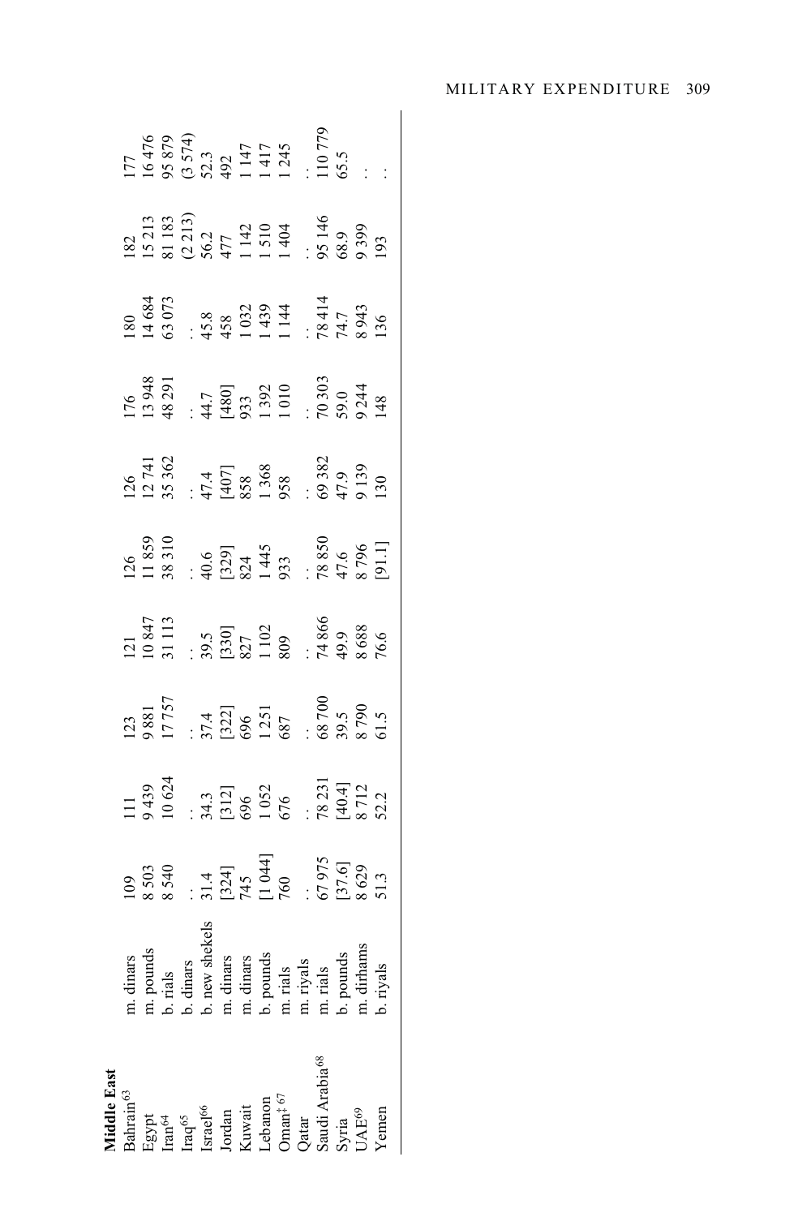| | | | | | | | | | | | |
|---|---|---|---|---|---|---|---|---|---|---|---|
| **Middle East** | | | | | | | | | | | |
| Bahrain[63] | m. dinars | 109 | 111 | 123 | 121 | 126 | 126 | 176 | 180 | 182 | 177 |
| Egypt | m. pounds | 8 503 | 9 439 | 9 881 | 10 847 | 11 859 | 12 741 | 13 948 | 14 684 | 15 213 | 16 476 |
| Iran[64] | b. rials | 8 540 | 10 624 | 17 757 | 31 113 | 38 310 | 35 362 | 48 291 | 63 073 | 81 183 | 95 879 |
| Iraq[65] | b. dinars | . . | . . | . . | . . | . . | . . | . . | . . | (2 213) | (3 574) |
| Israel[66] | b. new shekels | 31.4 | 34.3 | 37.4 | 39.5 | 40.6 | 47.4 | 44.7 | 45.8 | 56.2 | 52.3 |
| Jordan | m. dinars | [324] | [312] | [322] | [330] | [329] | [407] | [480] | 458 | 477 | 492 |
| Kuwait | m. dinars | 745 | 696 | 696 | 827 | 824 | 858 | 933 | 1 032 | 1 142 | 1 147 |
| Lebanon | b. pounds | [1 044] | 1 052 | 1 251 | 1 102 | 1 445 | 1 368 | 1 392 | 1 439 | 1 510 | 1 417 |
| Oman‡ [67] | m. rials | 760 | 676 | 687 | 809 | 933 | 958 | 1 010 | 1 144 | 1 404 | 1 245 |
| Qatar | m. riyals | . . | . . | . . | . . | . . | . . | . . | . . | . . | . . |
| Saudi Arabia[68] | m. rials | 67 975 | 78 231 | 68 700 | 74 866 | 78 850 | 69 382 | 70 303 | 78 414 | 95 146 | 110 779 |
| Syria | b. pounds | [37.6] | [40.4] | 39.5 | 49.9 | 47.6 | 47.9 | 59.0 | 74.7 | 68.9 | 65.5 |
| UAE[69] | m. dirhams | 8 629 | 8 712 | 8 790 | 8 688 | 8 796 | 9 139 | 9 244 | 8 943 | 9 399 | . . |
| Yemen | b. riyals | 51.3 | 52.2 | 61.5 | 76.6 | [91.1] | 130 | 148 | 136 | 193 | . . |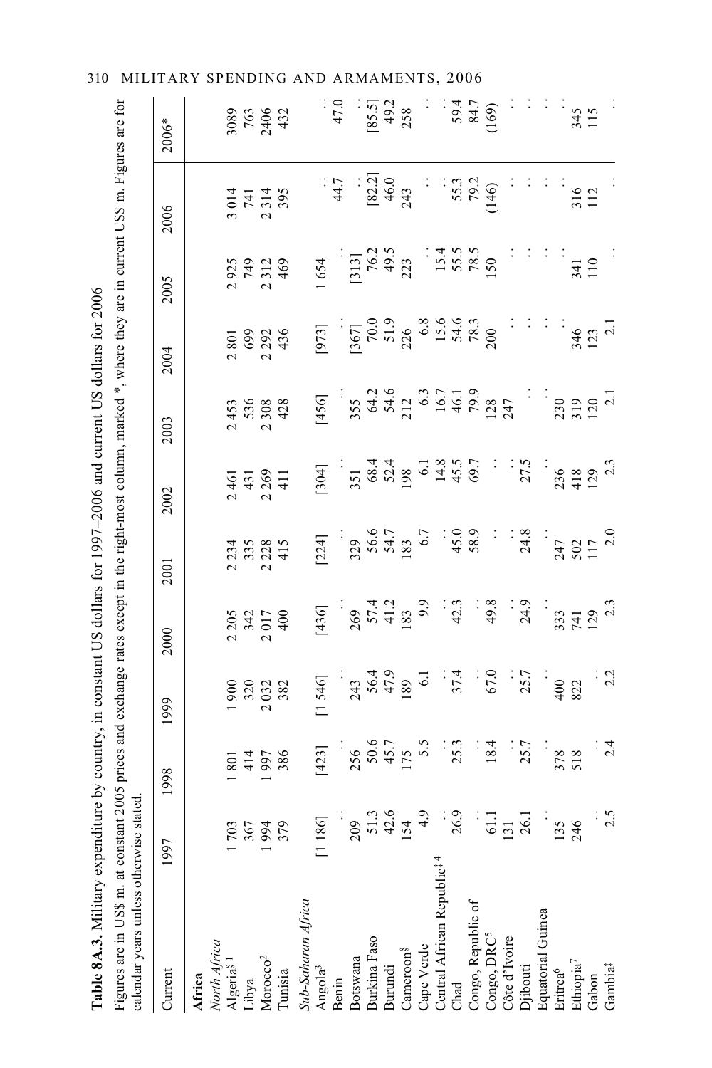**Table 8A.3.** Military expenditure by country, in constant US dollars for 1997–2006 and current US dollars for 2006

Figures are in US$ m. at constant 2005 prices and exchange rates except in the right-most column, marked *, where they are in current US$ m. Figures are for calendar years unless otherwise stated.

| Current | 1997 | 1998 | 1999 | 2000 | 2001 | 2002 | 2003 | 2004 | 2005 | 2006 | 2006* |
|---|---|---|---|---|---|---|---|---|---|---|---|
| **Africa** | | | | | | | | | | | |
| *North Africa* | | | | | | | | | | | |
| Algeria§ 1 | 1 703 | 1 801 | 1 900 | 2 205 | 2 234 | 2 461 | 2 453 | 2 801 | 2 925 | 3 014 | 3089 |
| Libya | 367 | 414 | 320 | 342 | 335 | 431 | 536 | 699 | 749 | 741 | 763 |
| Morocco[2] | 1 994 | 1 997 | 2 032 | 2 017 | 2 228 | 2 269 | 2 308 | 2 292 | 2 312 | 2 314 | 2406 |
| Tunisia | 379 | 386 | 382 | 400 | 415 | 411 | 428 | 436 | 469 | 395 | 432 |
| *Sub-Saharan Africa* | | | | | | | | | | | |
| Angola[3] | [1 186] | [423] | [1 546] | [436] | [224] | [304] | [456] | [973] | 1 654 | . . | . . |
| Benin | . . | . . | . . | . . | . . | . . | . . | . . | . . | 44.7 | 47.0 |
| Botswana | 209 | 256 | 243 | 269 | 329 | 351 | 355 | [367] | [313] | . . | . . |
| Burkina Faso | 51.3 | 50.6 | 56.4 | 57.4 | 56.6 | 68.4 | 64.2 | 70.0 | 76.2 | [82.2] | [85.5] |
| Burundi | 42.6 | 45.7 | 47.9 | 41.2 | 54.7 | 52.4 | 54.6 | 51.9 | 49.5 | 46.0 | 49.2 |
| Cameroon§ | 154 | 175 | 189 | 183 | 183 | 198 | 212 | 226 | 223 | 243 | 258 |
| Cape Verde | 4.9 | 5.5 | 6.1 | 9.9 | 6.7 | 6.1 | 6.3 | 6.8 | . . | . . | . . |
| Central African Republic‡ 4 | . . | . . | . . | . . | . . | 14.8 | 16.7 | 15.6 | 15.4 | . . | . . |
| Chad | 26.9 | 25.3 | 37.4 | 42.3 | 45.0 | 45.5 | 46.1 | 54.6 | 55.5 | 55.3 | 59.4 |
| Congo, Republic of | . . | . . | . . | . . | 58.9 | 69.7 | 79.9 | 78.3 | 78.5 | 79.2 | 84.7 |
| Congo, DRC[5] | 61.1 | 18.4 | 67.0 | 49.8 | . . | . . | 128 | 200 | 150 | (146) | (169) |
| Côte d'Ivoire | 131 | . . | . . | . . | . . | . . | 247 | . . | . . | . . | . . |
| Djibouti | 26.1 | 25.7 | 25.7 | 24.9 | 24.8 | 27.5 | . . | . . | . . | . . | . . |
| Equatorial Guinea | . . | . . | . . | . . | . . | . . | . . | . . | . . | . . | . . |
| Eritrea[6] | 135 | 378 | 400 | 333 | 247 | 236 | 230 | . . | . . | . . | . . |
| Ethiopia[7] | 246 | 518 | 822 | 741 | 502 | 418 | 319 | 346 | 341 | 316 | 345 |
| Gabon | . . | . . | . . | 129 | 117 | 129 | 120 | 123 | 110 | 112 | 115 |
| Gambia‡ | 2.5 | 2.4 | 2.2 | 2.3 | 2.0 | 2.3 | 2.1 | 2.1 | . . | . . | . . |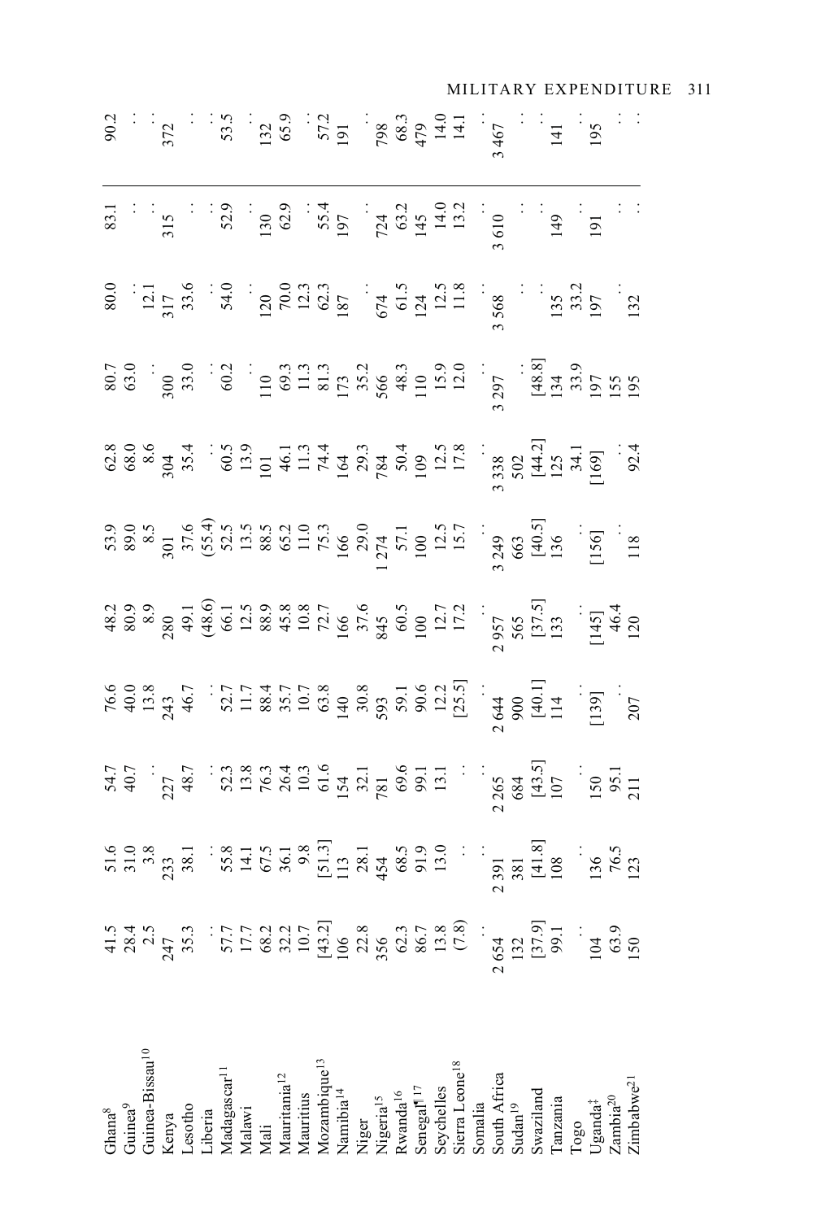| Country | | | | | | | | | | | |
|---|---|---|---|---|---|---|---|---|---|---|---|
| Ghana[8] | 41.5 | 51.6 | 54.7 | 76.6 | 48.2 | 53.9 | 62.8 | 80.7 | 80.0 | 83.1 | 90.2 |
| Guinea[9] | 28.4 | 31.0 | 40.7 | 40.0 | 80.9 | 89.0 | 68.0 | 63.0 | .. | .. | .. |
| Guinea-Bissau[10] | 2.5 | 3.8 | .. | 13.8 | 8.9 | 8.5 | 8.6 | .. | 12.1 | .. | .. |
| Kenya | 247 | 233 | 227 | 243 | 280 | 301 | 304 | 300 | 317 | 315 | 372 |
| Lesotho | 35.3 | 38.1 | 48.7 | 46.7 | 49.1 | 37.6 | 35.4 | 33.0 | 33.6 | .. | .. |
| Liberia | .. | .. | .. | .. | (48.6) | (55.4) | .. | .. | .. | .. | .. |
| Madagascar[11] | 57.7 | 55.8 | 52.3 | 52.7 | 66.1 | 52.5 | 60.5 | 60.2 | 54.0 | 52.9 | 53.5 |
| Malawi | 17.7 | 14.1 | 13.8 | 11.7 | 12.5 | 13.5 | 13.9 | .. | .. | .. | .. |
| Mali | 68.2 | 67.5 | 76.3 | 88.4 | 88.9 | 88.5 | 101 | 110 | 120 | 130 | 132 |
| Mauritania[12] | 32.2 | 36.1 | 26.4 | 35.7 | 45.8 | 65.2 | 46.1 | 69.3 | 70.0 | 62.9 | 65.9 |
| Mauritius | 10.7 | 9.8 | 10.3 | 10.7 | 10.8 | 11.0 | 11.3 | 11.3 | 12.3 | .. | .. |
| Mozambique[13] | [43.2] | [51.3] | 61.6 | 63.8 | 72.7 | 75.3 | 74.4 | 81.3 | 62.3 | 55.4 | 57.2 |
| Namibia[14] | 106 | 113 | 154 | 140 | 166 | 166 | 164 | 173 | 187 | 197 | 191 |
| Niger | 22.8 | 28.1 | 32.1 | 30.8 | 37.6 | 29.0 | 29.3 | 35.2 | .. | .. | .. |
| Nigeria[15] | 356 | 454 | 781 | 593 | 845 | 1 274 | 784 | 566 | 674 | 724 | 798 |
| Rwanda[16] | 62.3 | 68.5 | 69.6 | 59.1 | 60.5 | 57.1 | 50.4 | 48.3 | 61.5 | 63.2 | 68.3 |
| Senegal¶[17] | 86.7 | 91.9 | 99.1 | 90.6 | 100 | 100 | 109 | 110 | 124 | 145 | 479 |
| Seychelles | 13.8 | 13.0 | 13.1 | 12.2 | 12.7 | 12.5 | 12.5 | 15.9 | 12.5 | 14.0 | 14.0 |
| Sierra Leone[18] | (7.8) | .. | .. | [25.5] | 17.2 | 15.7 | 17.8 | 12.0 | 11.8 | 13.2 | 14.1 |
| Somalia | .. | .. | .. | .. | .. | .. | .. | .. | .. | .. | .. |
| South Africa | 2 654 | 2 391 | 2 265 | 2 644 | 2 957 | 3 249 | 3 338 | 3 297 | 3 568 | 3 610 | 3 467 |
| Sudan[19] | 132 | 381 | 684 | 900 | 565 | 663 | 502 | .. | .. | .. | .. |
| Swaziland | [37.9] | [41.8] | [43.5] | [40.1] | [37.5] | [40.5] | [44.2] | [48.8] | .. | .. | .. |
| Tanzania | 99.1 | 108 | 107 | 114 | 133 | 136 | 125 | 134 | 135 | 149 | 141 |
| Togo | .. | .. | .. | .. | .. | .. | 34.1 | 33.9 | 33.2 | .. | .. |
| Uganda‡ | 104 | 136 | 150 | [139] | [145] | [156] | [169] | 197 | 197 | 191 | 195 |
| Zambia[20] | 63.9 | 76.5 | 95.1 | .. | 46.4 | .. | .. | 155 | .. | .. | .. |
| Zimbabwe[21] | 150 | 123 | 211 | 207 | 120 | 118 | 92.4 | 195 | 132 | .. | .. |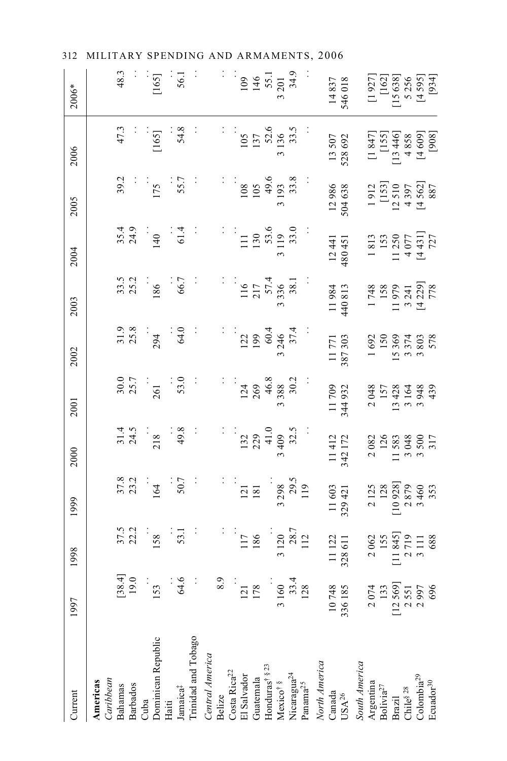| Current | 1997 | 1998 | 1999 | 2000 | 2001 | 2002 | 2003 | 2004 | 2005 | 2006 | 2006* |
|---|---|---|---|---|---|---|---|---|---|---|---|
| **Americas** | | | | | | | | | | | |
| *Caribbean* | | | | | | | | | | | |
| Bahamas | [38.4] | 37.5 | 37.8 | 31.4 | 30.0 | 31.9 | 33.5 | 35.4 | 39.2 | 47.3 | 48.3 |
| Barbados | 19.0 | 22.2 | 23.2 | 24.5 | 25.7 | 25.8 | 25.2 | 24.9 | . . | . . | . . |
| Cuba | . . | . . | . . | . . | . . | . . | . . | . . | . . | . . | . . |
| Dominican Republic | 153 | 158 | 164 | 218 | 261 | 294 | 186 | 140 | 175 | [165] | [165] |
| Haiti | . . | . . | . . | . . | . . | . . | . . | . . | . . | . . | . . |
| Jamaica‡ | 64.6 | 53.1 | 50.7 | 49.8 | 53.0 | 64.0 | 66.7 | 61.4 | 55.7 | 54.8 | 56.1 |
| Trinidad and Tobago | . . | . . | . . | . . | . . | . . | . . | . . | . . | . . | . . |
| *Central America* | | | | | | | | | | | |
| Belize | 8.9 | . . | . . | . . | . . | . . | . . | . . | . . | . . | . . |
| Costa Rica[22] | . . | . . | . . | . . | . . | . . | . . | . . | . . | . . | . . |
| El Salvador | 121 | 117 | 121 | 132 | 124 | 122 | 116 | 111 | 108 | 105 | 109 |
| Guatemala | 178 | 186 | 181 | 229 | 269 | 199 | 217 | 130 | 105 | 137 | 146 |
| Honduras† § 23 | . . | . . | . . | 41.0 | 46.8 | 60.4 | 57.4 | 53.6 | 49.6 | 52.6 | 55.1 |
| Mexico† § | 3 160 | 3 120 | 3 298 | 3 409 | 3 388 | 3 246 | 3 336 | 3 119 | 3 193 | 3 136 | 3 201 |
| Nicaragua[24] | 33.4 | 28.7 | 29.5 | 32.5 | 30.2 | 37.4 | 38.1 | 33.0 | 33.8 | 33.5 | 34.9 |
| Panama[25] | 128 | 112 | 119 | . . | . . | . . | . . | . . | . . | . . | . . |
| *North America* | | | | | | | | | | | |
| Canada | 10 748 | 11 122 | 11 603 | 11 412 | 11 709 | 11 771 | 11 984 | 12 441 | 12 986 | 13 507 | 14 837 |
| USA[26] | 336 185 | 328 611 | 329 421 | 342 172 | 344 932 | 387 303 | 440 813 | 480 451 | 504 638 | 528 692 | 546 018 |
| *South America* | | | | | | | | | | | |
| Argentina | 2 074 | 2 062 | 2 125 | 2 082 | 2 048 | 1 692 | 1 748 | 1 813 | 1 912 | [1 847] | [1 927] |
| Bolivia[27] | 133 | 155 | 128 | 126 | 157 | 150 | 158 | 153 | [153] | [155] | [162] |
| Brazil | [12 569] | [11 845] | [10 928] | 11 583 | 13 428 | 15 369 | 11 979 | 11 250 | 12 510 | [13 446] | [15 638] |
| Chile§ 28 | 2 551 | 2 719 | 2 879 | 3 048 | 3 164 | 3 374 | 3 241 | 4 077 | 4 397 | 4 858 | 5 256 |
| Colombia[29] | 2 997 | 3 111 | 3 460 | 3 500 | 3 948 | 3 803 | [4 229] | [4 431] | [4 562] | [4 609] | [4 595] |
| Ecuador[30] | 696 | 688 | 353 | 317 | 439 | 578 | 778 | 727 | 887 | [908] | [934] |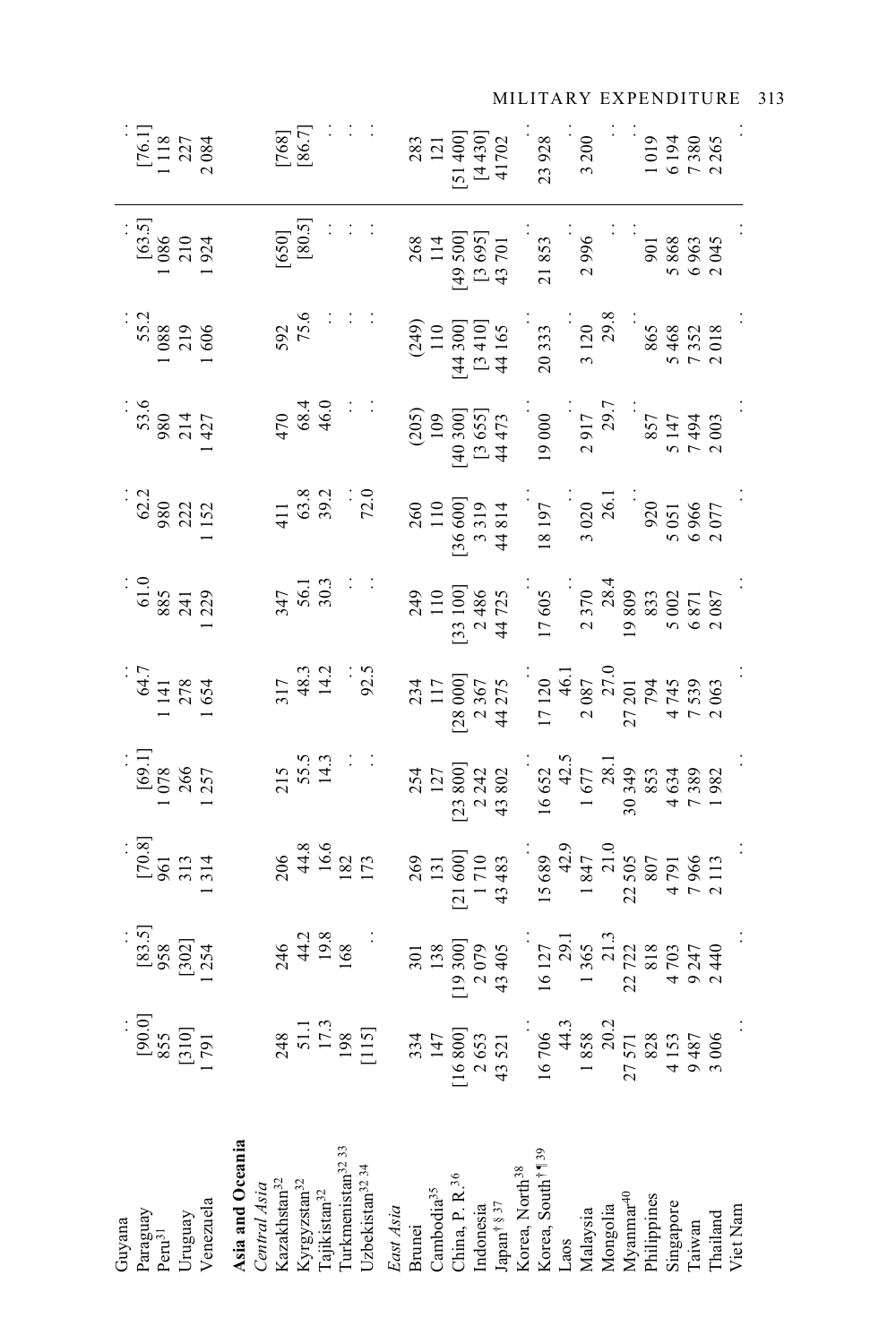| | | | | | | | | | | | |
|---|---|---|---|---|---|---|---|---|---|---|---|
| Guyana | : | : | : | : | : | : | : | : | : | : | : |
| Paraguay | [90.0] | [83.5] | [70.8] | [69.1] | 64.7 | 61.0 | 62.2 | 53.6 | 55.2 | [63.5] | [76.1] |
| Peru[31] | 855 | 958 | 961 | 1 078 | 1 141 | 885 | 980 | 980 | 1 088 | 1 086 | 1 118 |
| Uruguay | [310] | [302] | 313 | 266 | 278 | 241 | 222 | 214 | 219 | 210 | 227 |
| Venezuela | 1 791 | 1 254 | 1 314 | 1 257 | 1 654 | 1 229 | 1 152 | 1 427 | 1 606 | 1 924 | 2 084 |
| **Asia and Oceania** | | | | | | | | | | | |
| *Central Asia* | | | | | | | | | | | |
| Kazakhstan[32] | 248 | 246 | 206 | 215 | 317 | 347 | 411 | 470 | 592 | [650] | [768] |
| Kyrgyzstan[32] | 51.1 | 44.2 | 44.8 | 55.5 | 48.3 | 56.1 | 63.8 | 68.4 | 75.6 | [80.5] | [86.7] |
| Tajikistan[32] | 17.3 | 19.8 | 16.6 | 14.3 | 14.2 | 30.3 | 39.2 | 46.0 | : | : | : |
| Turkmenistan[32 33] | 198 | 168 | 182 | : | : | : | : | : | : | : | : |
| Uzbekistan[32 34] | [115] | : | 173 | : | 92.5 | : | 72.0 | : | : | : | : |
| *East Asia* | | | | | | | | | | | |
| Brunei | 334 | 301 | 269 | 254 | 234 | 249 | 260 | (205) | (249) | 268 | 283 |
| Cambodia[35] | 147 | 138 | 131 | 127 | 117 | 110 | 110 | 109 | 110 | 114 | 121 |
| China, P. R.[36] | [16 800] | [19 300] | [21 600] | [23 800] | [28 000] | [33 100] | [36 600] | [40 300] | [44 300] | [49 500] | [51 400] |
| Indonesia | 2 653 | 2 079 | 1 710 | 2 242 | 2 367 | 2 486 | 3 319 | [3 655] | [3 410] | [3 695] | [4 430] |
| Japan[† § 37] | 43 521 | 43 405 | 43 483 | 43 802 | 44 275 | 44 725 | 44 814 | 44 473 | 44 165 | 43 701 | 41702 |
| Korea, North[38] | : | : | : | : | : | : | : | : | : | : | : |
| Korea, South[† ¶ 39] | 16 706 | 16 127 | 15 689 | 16 652 | 17 120 | 17 605 | 18 197 | 19 000 | 20 333 | 21 853 | 23 928 |
| Laos | 44.3 | 29.1 | 42.9 | 42.5 | 46.1 | : | : | : | : | : | : |
| Malaysia | 1 858 | 1 365 | 1 847 | 1 677 | 2 087 | 2 370 | 3 020 | 2 917 | 3 120 | 2 996 | 3 200 |
| Mongolia | 20.2 | 21.3 | 21.0 | 28.1 | 27.0 | 28.4 | 26.1 | 29.7 | 29.8 | : | : |
| Myanmar[40] | 27 571 | 22 722 | 22 505 | 30 349 | 27 201 | 19 809 | : | : | : | : | : |
| Philippines | 828 | 818 | 807 | 853 | 794 | 833 | 920 | 857 | 865 | 901 | 1 019 |
| Singapore | 4 153 | 4 703 | 4 791 | 4 634 | 4 745 | 5 002 | 5 051 | 5 147 | 5 468 | 5 868 | 6 194 |
| Taiwan | 9 487 | 9 247 | 7 966 | 7 389 | 7 539 | 6 871 | 6 966 | 7 494 | 7 352 | 6 963 | 7 380 |
| Thailand | 3 006 | 2 440 | 2 113 | 1 982 | 2 063 | 2 087 | 2 077 | 2 003 | 2 018 | 2 045 | 2 265 |
| Viet Nam | : | : | : | : | : | : | : | : | : | : | : |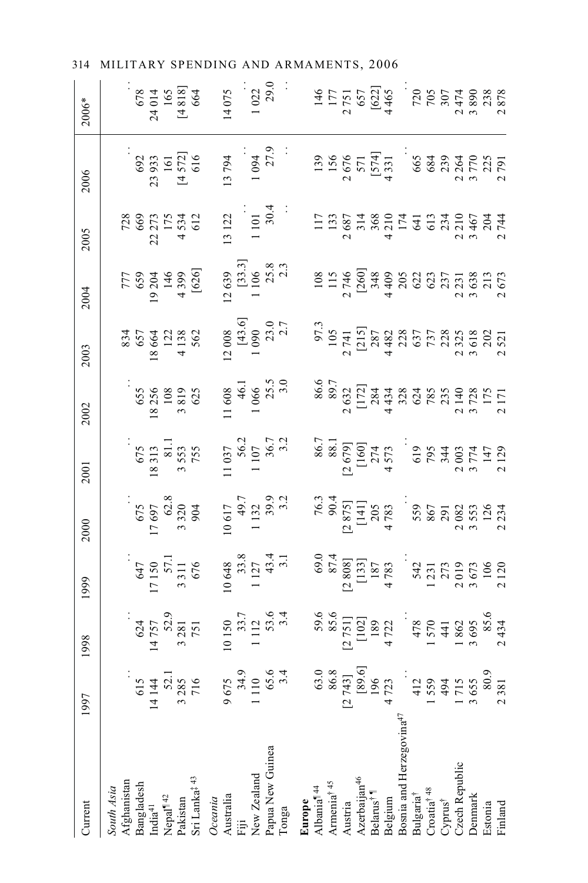| Current | 1997 | 1998 | 1999 | 2000 | 2001 | 2002 | 2003 | 2004 | 2005 | 2006 | 2006* |
|---|---|---|---|---|---|---|---|---|---|---|---|
| *South Asia* | | | | | | | | | | | |
| Afghanistan | . . | . . | . . | . . | . . | . . | 834 | 777 | 728 | . . | . . |
| Bangladesh | 615 | 624 | 647 | 675 | 675 | 655 | 657 | 659 | 669 | 692 | 678 |
| India[41] | 14 144 | 14 757 | 17 150 | 17 697 | 18 313 | 18 256 | 18 664 | 19 204 | 22 273 | 23 933 | 24 014 |
| Nepal¶[42] | 52.1 | 52.9 | 57.1 | 62.8 | 81.1 | 108 | 122 | 146 | 175 | 161 | 165 |
| Pakistan | 3 285 | 3 281 | 3 311 | 3 320 | 3 553 | 3 819 | 4 138 | 4 399 | 4 534 | [4 572] | [4 818] |
| Sri Lanka‡[43] | 716 | 751 | 676 | 904 | 755 | 625 | 562 | [626] | 612 | 616 | 664 |
| *Oceania* | | | | | | | | | | | |
| Australia | 9 675 | 10 150 | 10 648 | 10 617 | 11 037 | 11 608 | 12 008 | 12 639 | 13 122 | 13 794 | 14 075 |
| Fiji | 34.9 | 33.7 | 33.8 | 49.7 | 56.2 | 46.1 | [43.6] | [33.3] | . . | . . | . . |
| New Zealand | 1 110 | 1 112 | 1 127 | 1 132 | 1 107 | 1 066 | 1 090 | 1 106 | 1 101 | 1 094 | 1 022 |
| Papua New Guinea | 65.6 | 53.6 | 43.4 | 39.9 | 36.7 | 25.5 | 23.0 | 25.8 | 30.4 | 27.9 | 29.0 |
| Tonga | 3.4 | 3.4 | 3.1 | 3.2 | 3.2 | 3.0 | 2.7 | 2.3 | . . | . . | . . |
| **Europe** | | | | | | | | | | | |
| Albania¶[44] | 63.0 | 59.6 | 69.0 | 76.3 | 86.7 | 86.6 | 97.3 | 108 | 117 | 139 | 146 |
| Armenia†[45] | 86.8 | 85.6 | 87.4 | 90.4 | 88.1 | 89.7 | 105 | 115 | 133 | 156 | 177 |
| Austria | [2 743] | [2 751] | [2 808] | [2 875] | [2 679] | 2 632 | 2 741 | 2 746 | 2 687 | 2 676 | 2 751 |
| Azerbaijan[46] | [89.6] | [102] | [133] | [141] | [160] | [172] | [215] | [260] | 314 | 571 | 657 |
| Belarus†¶ | 196 | 189 | 187 | 205 | 274 | 284 | 287 | 348 | 368 | [574] | [622] |
| Belgium | 4 723 | 4 722 | 4 783 | 4 783 | 4 573 | 4 434 | 4 482 | 4 409 | 4 210 | 4 331 | 4 465 |
| Bosnia and Herzegovina[47] | . . | . . | . . | . . | . . | 328 | 228 | 205 | 174 | . . | . . |
| Bulgaria† | 412 | 478 | 542 | 559 | 619 | 624 | 637 | 622 | 641 | 665 | 720 |
| Croatia†[48] | 1 559 | 1 570 | 1 231 | 867 | 795 | 785 | 737 | 623 | 613 | 684 | 705 |
| Cyprus† | 494 | 441 | 273 | 291 | 344 | 235 | 228 | 237 | 234 | 239 | 307 |
| Czech Republic | 1 715 | 1 862 | 2 019 | 2 082 | 2 003 | 2 140 | 2 325 | 2 231 | 2 210 | 2 264 | 2 474 |
| Denmark | 3 655 | 3 695 | 3 673 | 3 553 | 3 774 | 3 728 | 3 618 | 3 638 | 3 467 | 3 770 | 3 890 |
| Estonia | 80.9 | 85.6 | 106 | 126 | 147 | 175 | 202 | 213 | 204 | 225 | 238 |
| Finland | 2 381 | 2 434 | 2 120 | 2 234 | 2 129 | 2 171 | 2 521 | 2 673 | 2 744 | 2 791 | 2 878 |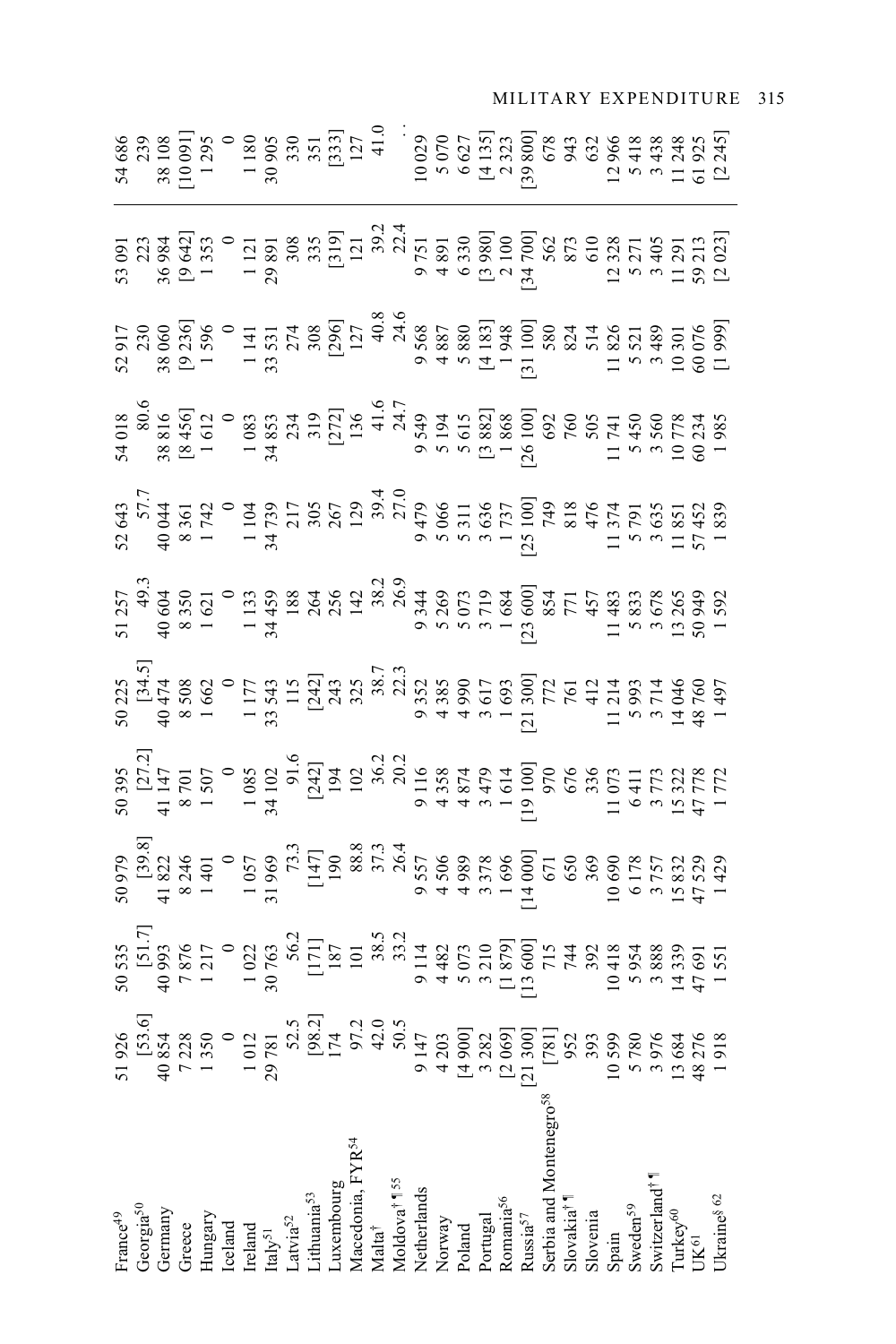| | | | | | | | | | | | |
|---|---|---|---|---|---|---|---|---|---|---|---|
| France[49] | 51 926 | 50 535 | 50 979 | 50 395 | 50 225 | 51 257 | 52 643 | 54 018 | 52 917 | 53 091 | 54 686 |
| Georgia[50] | [53.6] | [51.7] | [39.8] | [27.2] | [34.5] | 49.3 | 57.7 | 80.6 | 230 | 223 | 239 |
| Germany | 40 854 | 40 993 | 41 822 | 41 147 | 40 474 | 40 604 | 40 044 | 38 816 | 38 060 | 36 984 | 38 108 |
| Greece | 7 228 | 7 876 | 8 246 | 8 701 | 8 508 | 8 350 | 8 361 | [8 456] | [9 236] | [9 642] | [10 091] |
| Hungary | 1 350 | 1 217 | 1 401 | 1 507 | 1 662 | 1 621 | 1 742 | 1 612 | 1 596 | 1 353 | 1 295 |
| Iceland | 0 | 0 | 0 | 0 | 0 | 0 | 0 | 0 | 0 | 0 | 0 |
| Ireland | 1 012 | 1 022 | 1 057 | 1 085 | 1 177 | 1 133 | 1 104 | 1 083 | 1 141 | 1 121 | 1 180 |
| Italy[51] | 29 781 | 30 763 | 31 969 | 34 102 | 33 543 | 34 459 | 34 739 | 34 853 | 33 531 | 29 891 | 30 905 |
| Latvia[52] | 52.5 | 56.2 | 73.3 | 91.6 | 115 | 188 | 217 | 234 | 274 | 308 | 330 |
| Lithuania[53] | [98.2] | [171] | [147] | [242] | [242] | 264 | 305 | 319 | 308 | 335 | 351 |
| Luxembourg | 174 | 187 | 190 | 194 | 243 | 256 | 267 | [272] | [296] | [319] | [333] |
| Macedonia, FYR[54] | 97.2 | 101 | 88.8 | 102 | 325 | 142 | 129 | 136 | 127 | 121 | 127 |
| Malta† | 42.0 | 38.5 | 37.3 | 36.2 | 38.7 | 38.2 | 39.4 | 41.6 | 40.8 | 39.2 | 41.0 |
| Moldova†¶[55] | 50.5 | 33.2 | 26.4 | 20.2 | 22.3 | 26.9 | 27.0 | 24.7 | 24.6 | 22.4 | . . |
| Netherlands | 9 147 | 9 114 | 9 557 | 9 116 | 9 352 | 9 344 | 9 479 | 9 549 | 9 568 | 9 751 | 10 029 |
| Norway | 4 203 | 4 482 | 4 506 | 4 358 | 4 385 | 5 269 | 5 066 | 5 194 | 4 887 | 4 891 | 5 070 |
| Poland | [4 900] | 5 073 | 4 989 | 4 874 | 4 990 | 5 073 | 5 311 | 5 615 | 5 880 | 6 330 | 6 627 |
| Portugal | 3 282 | 3 210 | 3 378 | 3 479 | 3 617 | 3 719 | 3 636 | [3 882] | [4 183] | [3 980] | [4 135] |
| Romania[56] | [2 069] | [1 879] | 1 696 | 1 614 | 1 693 | 1 684 | 1 737 | 1 868 | 1 948 | 2 100 | 2 323 |
| Russia[57] | [21 300] | [13 600] | [14 000] | [19 100] | [21 300] | [23 600] | [25 100] | [26 100] | [31 100] | [34 700] | [39 800] |
| Serbia and Montenegro[58] | [781] | 715 | 671 | 970 | 772 | 854 | 749 | 692 | 580 | 562 | 678 |
| Slovakia†¶ | 952 | 744 | 650 | 676 | 761 | 771 | 818 | 760 | 824 | 873 | 943 |
| Slovenia | 393 | 392 | 369 | 336 | 412 | 457 | 476 | 505 | 514 | 610 | 632 |
| Spain | 10 599 | 10 418 | 10 690 | 11 073 | 11 214 | 11 483 | 11 374 | 11 741 | 11 826 | 12 328 | 12 966 |
| Sweden[59] | 5 780 | 5 954 | 6 178 | 6 411 | 5 993 | 5 833 | 5 791 | 5 450 | 5 521 | 5 271 | 5 418 |
| Switzerland†¶ | 3 976 | 3 888 | 3 757 | 3 773 | 3 714 | 3 678 | 3 635 | 3 560 | 3 489 | 3 405 | 3 438 |
| Turkey[60] | 13 684 | 14 339 | 15 832 | 15 322 | 14 046 | 13 265 | 11 851 | 10 778 | 10 301 | 11 291 | 11 248 |
| UK[61] | 48 276 | 47 691 | 47 529 | 47 778 | 48 760 | 50 949 | 57 452 | 60 234 | 60 076 | 59 213 | 61 925 |
| Ukraine§[62] | 1 918 | 1 551 | 1 429 | 1 772 | 1 497 | 1 592 | 1 839 | 1 985 | [1 999] | [2 023] | [2 245] |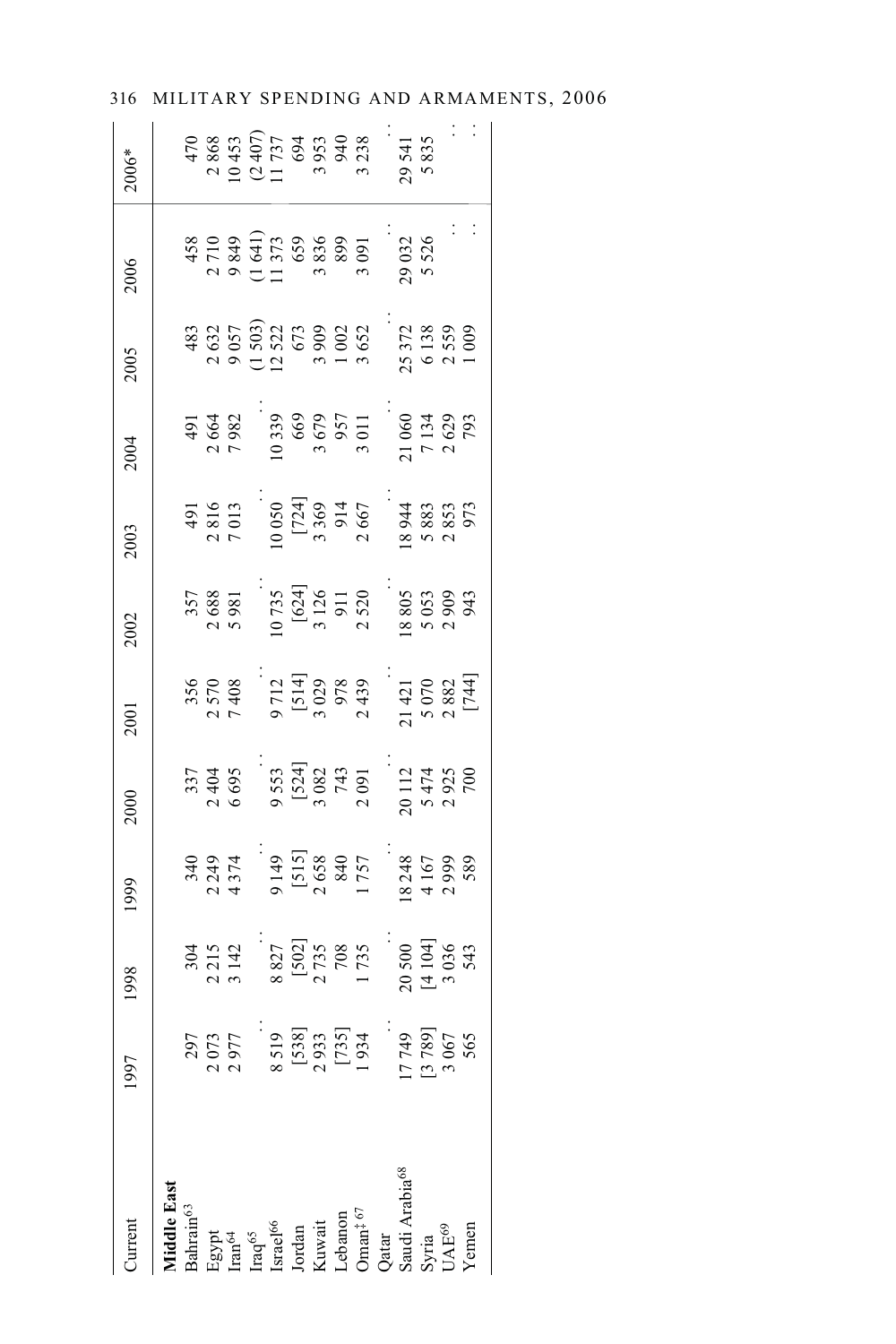| Current | 1997 | 1998 | 1999 | 2000 | 2001 | 2002 | 2003 | 2004 | 2005 | 2006 | 2006* |
|---|---|---|---|---|---|---|---|---|---|---|---|
| **Middle East** | | | | | | | | | | | |
| Bahrain[63] | 297 | 304 | 340 | 337 | 356 | 357 | 491 | 491 | 483 | 458 | 470 |
| Egypt | 2 073 | 2 215 | 2 249 | 2 404 | 2 570 | 2 688 | 2 816 | 2 664 | 2 632 | 2 710 | 2 868 |
| Iran[64] | 2 977 | 3 142 | 4 374 | 6 695 | 7 408 | 5 981 | 7 013 | 7 982 | 9 057 | 9 849 | 10 453 |
| Iraq[65] | . . | . . | . . | . . | . . | . . | . . | . . | (1 503) | (1 641) | (2 407) |
| Israel[66] | 8 519 | 8 827 | 9 149 | 9 553 | 9 712 | 10 735 | 10 050 | 10 339 | 12 522 | 11 373 | 11 737 |
| Jordan | [538] | [502] | [515] | [524] | [514] | [624] | [724] | 669 | 673 | 659 | 694 |
| Kuwait | 2 933 | 2 735 | 2 658 | 3 082 | 3 029 | 3 126 | 3 369 | 3 679 | 3 909 | 3 836 | 3 953 |
| Lebanon | [735] | 708 | 840 | 743 | 978 | 911 | 914 | 957 | 1 002 | 899 | 940 |
| Oman‡ [67] | 1 934 | 1 735 | 1 757 | 2 091 | 2 439 | 2 520 | 2 667 | 3 011 | 3 652 | 3 091 | 3 238 |
| Qatar | . . | . . | . . | . . | . . | . . | . . | . . | . . | . . | . . |
| Saudi Arabia[68] | 17 749 | 20 500 | 18 248 | 20 112 | 21 421 | 18 805 | 18 944 | 21 060 | 25 372 | 29 032 | 29 541 |
| Syria | [3 789] | [4 104] | 4 167 | 5 474 | 5 070 | 5 053 | 5 883 | 7 134 | 6 138 | 5 526 | 5 835 |
| UAE[69] | 3 067 | 3 036 | 2 999 | 2 925 | 2 882 | 2 909 | 2 853 | 2 629 | 2 559 | . . | . . |
| Yemen | 565 | 543 | 589 | 700 | [744] | 943 | 973 | 793 | 1 009 | . . | . . |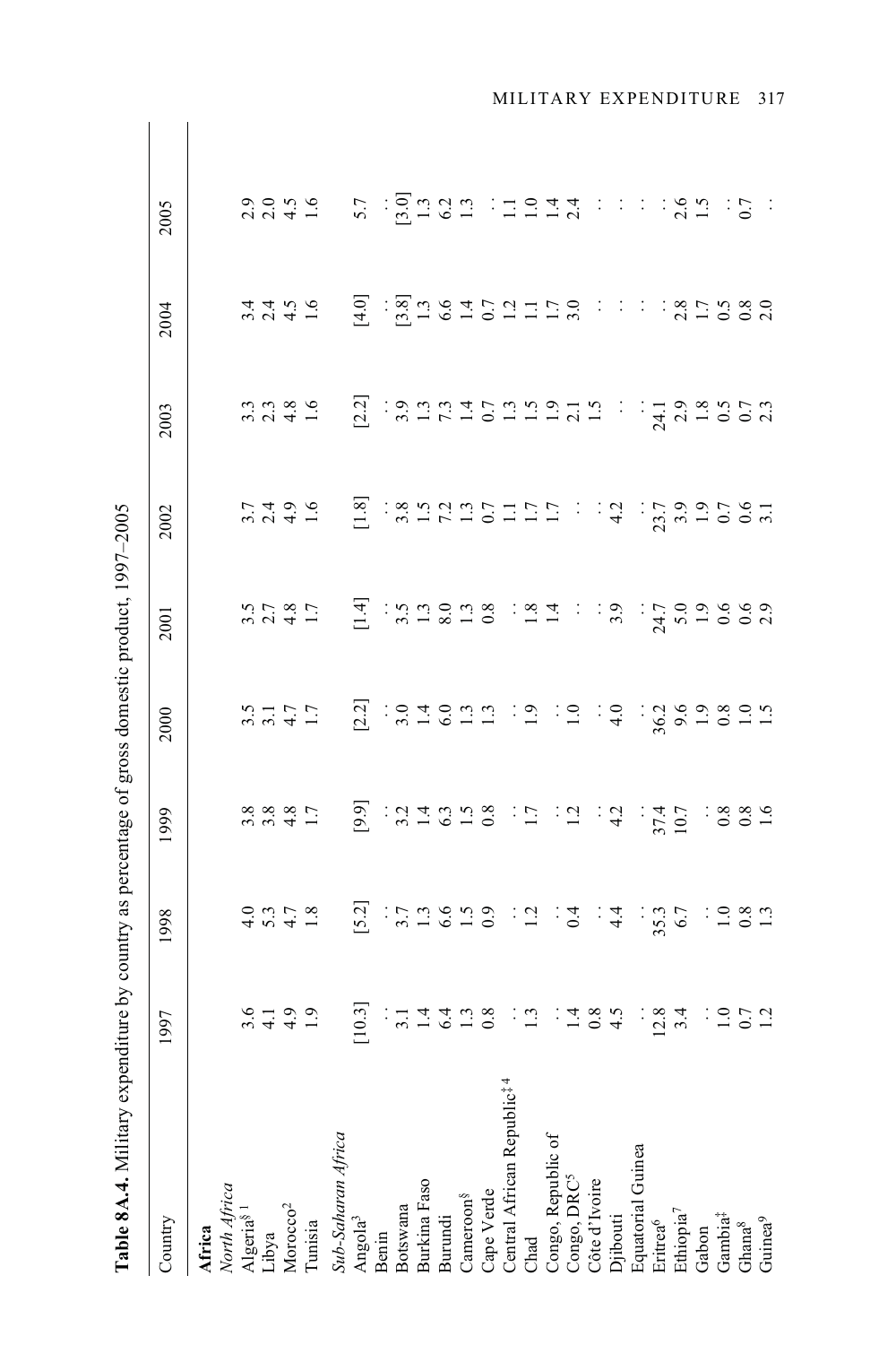**Table 8A.4.** Military expenditure by country as percentage of gross domestic product, 1997–2005

| Country | 1997 | 1998 | 1999 | 2000 | 2001 | 2002 | 2003 | 2004 | 2005 |
|---|---|---|---|---|---|---|---|---|---|
| **Africa** | | | | | | | | | |
| *North Africa* | | | | | | | | | |
| Algeria§ 1 | 3.6 | 4.0 | 3.8 | 3.5 | 3.5 | 3.7 | 3.3 | 3.4 | 2.9 |
| Libya | 4.1 | 5.3 | 3.8 | 3.1 | 2.7 | 2.4 | 2.3 | 2.4 | 2.0 |
| Morocco[2] | 4.9 | 4.7 | 4.8 | 4.7 | 4.8 | 4.9 | 4.8 | 4.5 | 4.5 |
| Tunisia | 1.9 | 1.8 | 1.7 | 1.7 | 1.7 | 1.6 | 1.6 | 1.6 | 1.6 |
| *Sub-Saharan Africa* | | | | | | | | | |
| Angola[3] | [10.3] | [5.2] | [9.9] | [2.2] | [1.4] | [1.8] | [2.2] | [4.0] | 5.7 |
| Benin | . . | . . | . . | . . | . . | . . | . . | . . | . . |
| Botswana | 3.1 | 3.7 | 3.2 | 3.0 | 3.5 | 3.8 | 3.9 | [3.8] | [3.0] |
| Burkina Faso | 1.4 | 1.3 | 1.4 | 1.4 | 1.3 | 1.5 | 1.3 | 1.3 | 1.3 |
| Burundi | 6.4 | 6.6 | 6.3 | 6.0 | 8.0 | 7.2 | 7.3 | 6.6 | 6.2 |
| Cameroon§ | 1.3 | 1.5 | 1.5 | 1.3 | 1.3 | 1.3 | 1.4 | 1.4 | 1.3 |
| Cape Verde | 0.8 | 0.9 | 0.8 | 1.3 | 0.8 | 0.7 | 0.7 | 0.7 | . . |
| Central African Republic‡ 4 | . . | . . | . . | . . | . . | 1.1 | 1.3 | 1.2 | 1.1 |
| Chad | 1.3 | 1.2 | 1.7 | 1.9 | 1.8 | 1.7 | 1.5 | 1.1 | 1.0 |
| Congo, Republic of | . . | . . | . . | . . | 1.4 | 1.7 | 1.9 | 1.7 | 1.4 |
| Congo, DRC[5] | 1.4 | 0.4 | 1.2 | 1.0 | . . | . . | 2.1 | 3.0 | 2.4 |
| Côte d'Ivoire | 0.8 | . . | . . | . . | . . | . . | 1.5 | . . | . . |
| Djibouti | 4.5 | 4.4 | 4.2 | 4.0 | 3.9 | 4.2 | . . | . . | . . |
| Equatorial Guinea | . . | . . | . . | . . | . . | . . | . . | . . | . . |
| Eritrea[6] | 12.8 | 35.3 | 37.4 | 36.2 | 24.7 | 23.7 | 24.1 | . . | . . |
| Ethiopia[7] | 3.4 | 6.7 | 10.7 | 9.6 | 5.0 | 3.9 | 2.9 | 2.8 | 2.6 |
| Gabon | . . | . . | . . | 1.9 | 1.9 | 1.9 | 1.8 | 1.7 | 1.5 |
| Gambia‡ | 1.0 | 1.0 | 0.8 | 0.8 | 0.6 | 0.7 | 0.5 | 0.5 | . . |
| Ghana[8] | 0.7 | 0.8 | 0.8 | 1.0 | 0.6 | 0.6 | 0.7 | 0.8 | 0.7 |
| Guinea[9] | 1.2 | 1.3 | 1.6 | 1.5 | 2.9 | 3.1 | 2.3 | 2.0 | . . |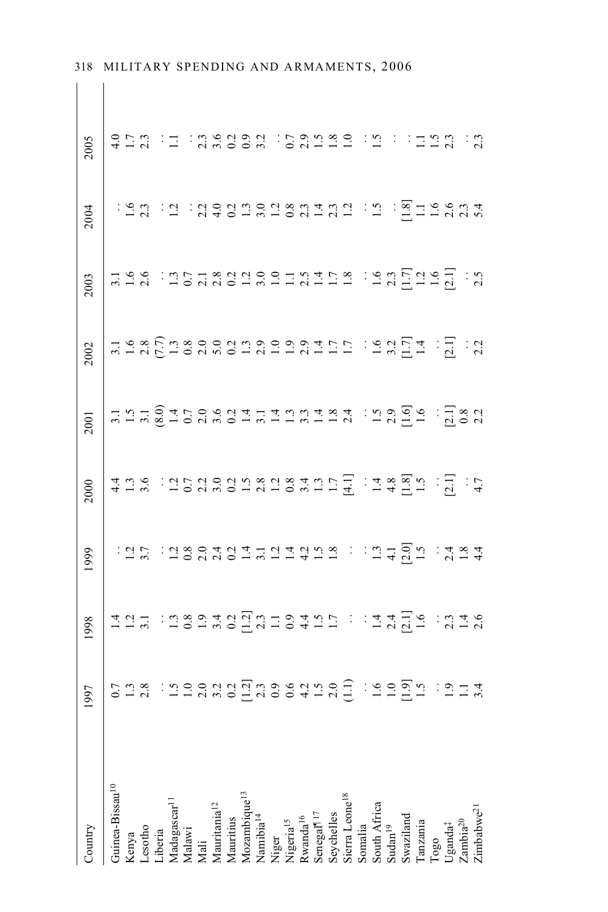| Country | 1997 | 1998 | 1999 | 2000 | 2001 | 2002 | 2003 | 2004 | 2005 |
|---|---|---|---|---|---|---|---|---|---|
| Guinea-Bissau[10] | 0.7 | 1.4 | . . | 4.4 | 3.1 | 3.1 | 3.1 | . . | 4.0 |
| Kenya | 1.3 | 1.2 | 1.2 | 1.3 | 1.5 | 1.6 | 1.6 | 1.6 | 1.7 |
| Lesotho | 2.8 | 3.1 | 3.7 | 3.6 | 3.1 | 2.8 | 2.6 | 2.3 | 2.3 |
| Liberia | . . | . . | . . | . . | (8.0) | (7.7) | . . | . . | . . |
| Madagascar[11] | 1.5 | 1.3 | 1.2 | 1.2 | 1.4 | 1.3 | 1.3 | 1.2 | 1.1 |
| Malawi | 1.0 | 0.8 | 0.8 | 0.7 | 0.7 | 0.8 | 0.7 | . . | . . |
| Mali | 2.0 | 1.9 | 2.0 | 2.2 | 2.0 | 2.0 | 2.1 | 2.2 | 2.3 |
| Mauritania[12] | 3.2 | 3.4 | 2.4 | 3.0 | 3.6 | 5.0 | 2.8 | 4.0 | 3.6 |
| Mauritius | 0.2 | 0.2 | 0.2 | 0.2 | 0.2 | 0.2 | 0.2 | 0.2 | 0.2 |
| Mozambique[13] | [1.2] | [1.2] | 1.4 | 1.5 | 1.4 | 1.3 | 1.2 | 1.3 | 0.9 |
| Namibia[14] | 2.3 | 2.3 | 3.1 | 2.8 | 3.1 | 2.9 | 3.0 | 3.0 | 3.2 |
| Niger | 0.9 | 1.1 | 1.2 | 1.2 | 1.4 | 1.0 | 1.0 | 1.2 | . . |
| Nigeria[15] | 0.6 | 0.9 | 1.4 | 0.8 | 1.3 | 1.9 | 1.1 | 0.8 | 0.7 |
| Rwanda[16] | 4.2 | 4.4 | 4.2 | 3.4 | 3.3 | 2.9 | 2.5 | 2.3 | 2.9 |
| Senegal¶[17] | 1.5 | 1.5 | 1.5 | 1.3 | 1.4 | 1.4 | 1.4 | 1.4 | 1.5 |
| Seychelles | 2.0 | 1.7 | 1.8 | 1.7 | 1.8 | 1.7 | 1.7 | 2.3 | 1.8 |
| Sierra Leone[18] | (1.1) | . . | . . | [4.1] | 2.4 | 1.7 | 1.8 | 1.2 | 1.0 |
| Somalia | . . | . . | . . | . . | . . | . . | . . | . . | . . |
| South Africa | 1.6 | 1.4 | 1.3 | 1.4 | 1.5 | 1.6 | 1.6 | 1.5 | 1.5 |
| Sudan[19] | 1.0 | 2.4 | 4.1 | 4.8 | 2.9 | 3.2 | 2.3 | . . | . . |
| Swaziland | [1.9] | [2.1] | [2.0] | [1.8] | [1.6] | [1.7] | [1.7] | [1.8] | . . |
| Tanzania | 1.5 | 1.6 | 1.5 | 1.5 | 1.6 | 1.4 | 1.2 | 1.1 | 1.1 |
| Togo | . . | . . | . . | . . | . . | . . | 1.6 | 1.6 | 1.5 |
| Uganda‡ | 1.9 | 2.3 | 2.4 | [2.1] | [2.1] | [2.1] | [2.1] | 2.6 | 2.3 |
| Zambia[20] | 1.1 | 1.4 | 1.8 | . . | 0.8 | . . | . . | 2.3 | . . |
| Zimbabwe[21] | 3.4 | 2.6 | 4.4 | 4.7 | 2.2 | 2.2 | 2.5 | 5.4 | 2.3 |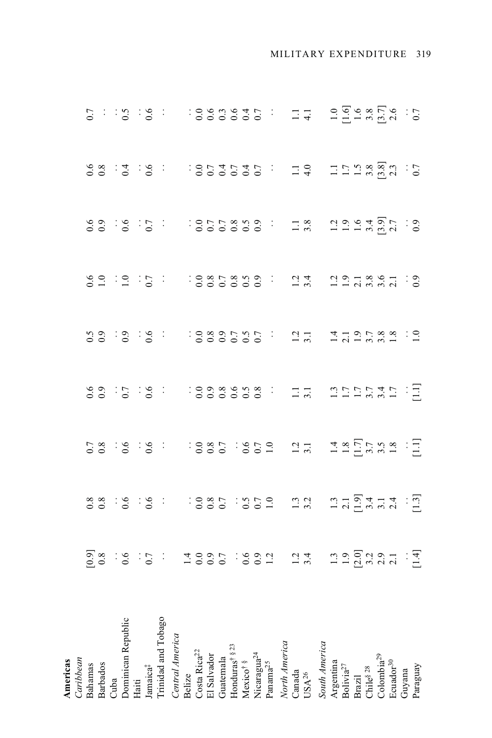| Country | | | | | | | | | |
|---|---|---|---|---|---|---|---|---|---|
| **Americas** | | | | | | | | | |
| *Caribbean* | | | | | | | | | |
| Bahamas | [0.9] | 0.8 | 0.7 | 0.6 | 0.5 | 0.6 | 0.6 | 0.6 | 0.7 |
| Barbados | 0.8 | 0.8 | 0.8 | 0.9 | 0.9 | 1.0 | 0.9 | 0.8 | . . |
| Cuba | . . | . . | . . | . . | . . | . . | . . | . . | . . |
| Dominican Republic | 0.6 | 0.6 | 0.6 | 0.7 | 0.9 | 1.0 | 0.6 | 0.4 | 0.5 |
| Haiti | . . | . . | . . | . . | . . | . . | . . | . . | . . |
| Jamaica‡ | 0.7 | 0.6 | 0.6 | 0.6 | 0.6 | 0.7 | 0.7 | 0.6 | 0.6 |
| Trinidad and Tobago | . . | . . | . . | . . | . . | . . | . . | . . | . . |
| *Central America* | | | | | | | | | |
| Belize | 1.4 | . . | . . | . . | . . | . . | . . | . . | . . |
| Costa Rica[22] | 0.0 | 0.0 | 0.0 | 0.0 | 0.0 | 0.0 | 0.0 | 0.0 | 0.0 |
| El Salvador | 0.9 | 0.8 | 0.8 | 0.9 | 0.8 | 0.8 | 0.7 | 0.7 | 0.6 |
| Guatemala | 0.7 | 0.7 | 0.7 | 0.8 | 0.9 | 0.7 | 0.7 | 0.4 | 0.3 |
| Honduras† § [23] | . . | . . | . . | 0.6 | 0.7 | 0.8 | 0.8 | 0.7 | 0.6 |
| Mexico† § | 0.6 | 0.5 | 0.6 | 0.5 | 0.5 | 0.5 | 0.5 | 0.4 | 0.4 |
| Nicaragua[24] | 0.9 | 0.7 | 0.7 | 0.8 | 0.7 | 0.9 | 0.9 | 0.7 | 0.7 |
| Panama[25] | 1.2 | 1.0 | 1.0 | . . | . . | . . | . . | . . | . . |
| *North America* | | | | | | | | | |
| Canada | 1.2 | 1.3 | 1.2 | 1.1 | 1.2 | 1.2 | 1.1 | 1.1 | 1.1 |
| USA[26] | 3.4 | 3.2 | 3.1 | 3.1 | 3.1 | 3.4 | 3.8 | 4.0 | 4.1 |
| *South America* | | | | | | | | | |
| Argentina | 1.3 | 1.3 | 1.4 | 1.3 | 1.4 | 1.2 | 1.2 | 1.1 | 1.0 |
| Bolivia[27] | 1.9 | 2.1 | 1.8 | 1.7 | 2.1 | 1.9 | 1.9 | 1.7 | [1.6] |
| Brazil | [2.0] | [1.9] | [1.7] | 1.7 | 1.9 | 2.1 | 1.6 | 1.5 | 1.6 |
| Chile§ [28] | 3.2 | 3.4 | 3.7 | 3.7 | 3.7 | 3.8 | 3.4 | 3.8 | 3.8 |
| Colombia[29] | 2.9 | 3.1 | 3.5 | 3.4 | 3.8 | 3.6 | [3.9] | [3.8] | [3.7] |
| Ecuador[30] | 2.1 | 2.4 | 1.8 | 1.7 | 1.8 | 2.1 | 2.7 | 2.3 | 2.6 |
| Guyana | . . | . . | . . | . . | . . | . . | . . | . . | . . |
| Paraguay | [1.4] | [1.3] | [1.1] | [1.1] | 1.0 | 0.9 | 0.9 | 0.7 | 0.7 |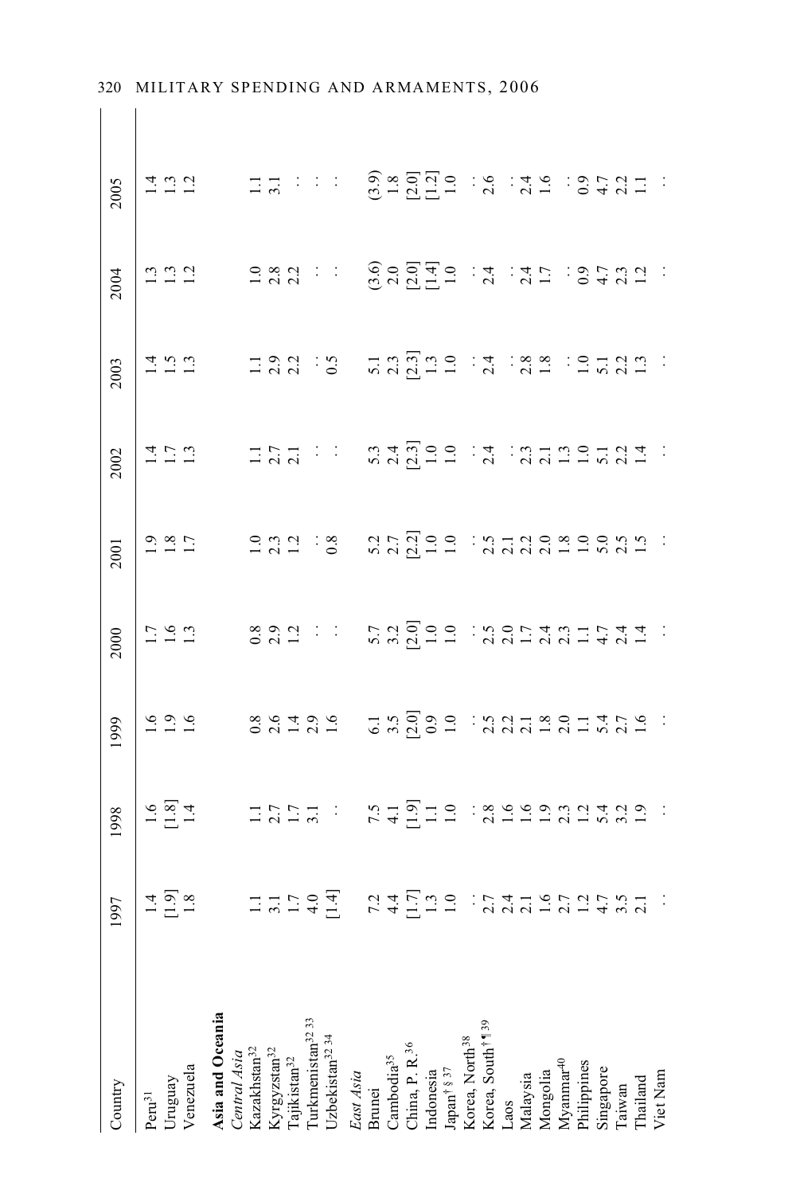| Country | 1997 | 1998 | 1999 | 2000 | 2001 | 2002 | 2003 | 2004 | 2005 |
|---|---|---|---|---|---|---|---|---|---|
| Peru[31] | 1.4 | 1.6 | 1.6 | 1.7 | 1.9 | 1.4 | 1.4 | 1.3 | 1.4 |
| Uruguay | [1.9] | [1.8] | 1.9 | 1.6 | 1.8 | 1.7 | 1.5 | 1.3 | 1.3 |
| Venezuela | 1.8 | 1.4 | 1.6 | 1.3 | 1.7 | 1.3 | 1.3 | 1.2 | 1.2 |
| **Asia and Oceania** | | | | | | | | | |
| *Central Asia* | | | | | | | | | |
| Kazakhstan[32] | 1.1 | 1.1 | 0.8 | 0.8 | 1.0 | 1.1 | 1.1 | 1.0 | 1.1 |
| Kyrgyzstan[32] | 3.1 | 2.7 | 2.6 | 2.9 | 2.3 | 2.7 | 2.9 | 2.8 | 3.1 |
| Tajikistan[32] | 1.7 | 1.7 | 1.4 | 1.2 | 1.2 | 2.1 | 2.2 | 2.2 | . . |
| Turkmenistan[32 33] | 4.0 | 3.1 | 2.9 | . . | . . | . . | . . | . . | . . |
| Uzbekistan[32 34] | [1.4] | . . | 1.6 | . . | 0.8 | . . | 0.5 | . . | . . |
| *East Asia* | | | | | | | | | |
| Brunei | 7.2 | 7.5 | 6.1 | 5.7 | 5.2 | 5.3 | 5.1 | (3.6) | (3.9) |
| Cambodia[35] | 4.4 | 4.1 | 3.5 | 3.2 | 2.7 | 2.4 | 2.3 | 2.0 | 1.8 |
| China, P. R.[36] | [1.7] | [1.9] | [2.0] | [2.0] | [2.2] | [2.3] | [2.3] | [2.0] | [2.0] |
| Indonesia | 1.3 | 1.1 | 0.9 | 1.0 | 1.0 | 1.0 | 1.3 | [1.4] | [1.2] |
| Japan[† § 37] | 1.0 | 1.0 | 1.0 | 1.0 | 1.0 | 1.0 | 1.0 | 1.0 | 1.0 |
| Korea, North[38] | . . | . . | . . | . . | . . | . . | . . | . . | . . |
| Korea, South[† ¶ 39] | 2.7 | 2.8 | 2.5 | 2.5 | 2.5 | 2.4 | 2.4 | 2.4 | 2.6 |
| Laos | 2.4 | 1.6 | 2.2 | 2.0 | 2.1 | . . | . . | . . | . . |
| Malaysia | 2.1 | 1.6 | 2.1 | 1.7 | 2.2 | 2.3 | 2.8 | 2.4 | 2.4 |
| Mongolia | 1.6 | 1.9 | 1.8 | 2.4 | 2.0 | 2.1 | 1.8 | 1.7 | 1.6 |
| Myanmar[40] | 2.7 | 2.3 | 2.0 | 2.3 | 1.8 | 1.3 | . . | . . | . . |
| Philippines | 1.2 | 1.2 | 1.1 | 1.1 | 1.0 | 1.0 | 1.0 | 0.9 | 0.9 |
| Singapore | 4.7 | 5.4 | 5.4 | 4.7 | 5.0 | 5.1 | 5.1 | 4.7 | 4.7 |
| Taiwan | 3.5 | 3.2 | 2.7 | 2.4 | 2.5 | 2.2 | 2.2 | 2.3 | 2.2 |
| Thailand | 2.1 | 1.9 | 1.6 | 1.4 | 1.5 | 1.4 | 1.3 | 1.2 | 1.1 |
| Viet Nam | . . | . . | . . | . . | . . | . . | . . | . . | . . |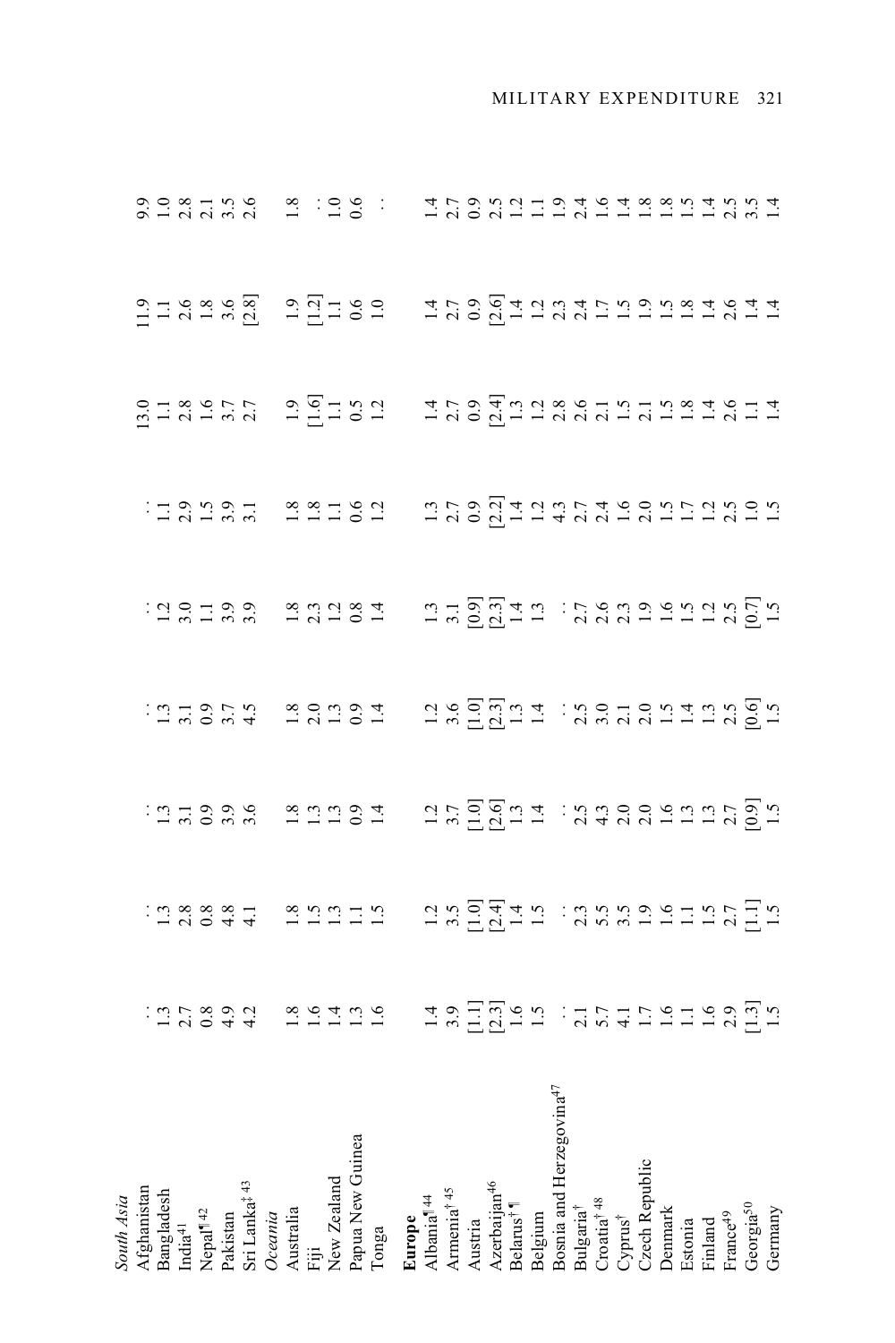| Country | | | | | | | | | |
|---|---|---|---|---|---|---|---|---|---|
| *South Asia* | | | | | | | | | |
| Afghanistan | : | : | : | : | : | : | 13.0 | 11.9 | 9.9 |
| Bangladesh | 1.3 | 1.3 | 1.3 | 1.3 | 1.2 | 1.1 | 1.1 | 1.1 | 1.0 |
| India[41] | 2.7 | 2.8 | 3.1 | 3.1 | 3.0 | 2.9 | 2.8 | 2.6 | 2.8 |
| Nepal¶ [42] | 0.8 | 0.8 | 0.9 | 0.9 | 1.1 | 1.5 | 1.6 | 1.8 | 2.1 |
| Pakistan | 4.9 | 4.8 | 3.9 | 3.7 | 3.9 | 3.9 | 3.7 | 3.6 | 3.5 |
| Sri Lanka‡ [43] | 4.2 | 4.1 | 3.6 | 4.5 | 3.9 | 3.1 | 2.7 | [2.8] | 2.6 |
| *Oceania* | | | | | | | | | |
| Australia | 1.8 | 1.8 | 1.8 | 1.8 | 1.8 | 1.8 | 1.9 | 1.9 | 1.8 |
| Fiji | 1.6 | 1.5 | 1.3 | 2.0 | 2.3 | 1.8 | [1.6] | [1.2] | : |
| New Zealand | 1.4 | 1.3 | 1.3 | 1.3 | 1.2 | 1.1 | 1.1 | 1.1 | 1.0 |
| Papua New Guinea | 1.3 | 1.1 | 0.9 | 0.9 | 0.8 | 0.6 | 0.5 | 0.6 | 0.6 |
| Tonga | 1.6 | 1.5 | 1.4 | 1.4 | 1.4 | 1.2 | 1.2 | 1.0 | : |
| **Europe** | | | | | | | | | |
| Albania¶ [44] | 1.4 | 1.2 | 1.2 | 1.2 | 1.3 | 1.3 | 1.4 | 1.4 | 1.4 |
| Armenia† [45] | 3.9 | 3.5 | 3.7 | 3.6 | 3.1 | 2.7 | 2.7 | 2.7 | 2.7 |
| Austria | [1.1] | [1.0] | [1.0] | [1.0] | [0.9] | 0.9 | 0.9 | 0.9 | 0.9 |
| Azerbaijan[46] | [2.3] | [2.4] | [2.6] | [2.3] | [2.3] | [2.2] | [2.4] | [2.6] | 2.5 |
| Belarus† ¶ | 1.6 | 1.4 | 1.3 | 1.3 | 1.4 | 1.4 | 1.3 | 1.4 | 1.2 |
| Belgium | 1.5 | 1.5 | 1.4 | 1.4 | 1.3 | 1.2 | 1.2 | 1.2 | 1.1 |
| Bosnia and Herzegovina[47] | : | : | : | : | : | 4.3 | 2.8 | 2.3 | 1.9 |
| Bulgaria† | 2.1 | 2.3 | 2.5 | 2.5 | 2.7 | 2.7 | 2.6 | 2.4 | 2.4 |
| Croatia† [48] | 5.7 | 5.5 | 4.3 | 3.0 | 2.6 | 2.4 | 2.1 | 1.7 | 1.6 |
| Cyprus† | 4.1 | 3.5 | 2.0 | 2.1 | 2.3 | 1.6 | 1.5 | 1.5 | 1.4 |
| Czech Republic | 1.7 | 1.9 | 2.0 | 2.0 | 1.9 | 2.0 | 2.1 | 1.9 | 1.8 |
| Denmark | 1.6 | 1.6 | 1.6 | 1.5 | 1.6 | 1.5 | 1.5 | 1.5 | 1.8 |
| Estonia | 1.1 | 1.1 | 1.3 | 1.4 | 1.5 | 1.7 | 1.8 | 1.8 | 1.5 |
| Finland | 1.6 | 1.5 | 1.3 | 1.3 | 1.2 | 1.2 | 1.4 | 1.4 | 1.4 |
| France[49] | 2.9 | 2.7 | 2.7 | 2.5 | 2.5 | 2.5 | 2.6 | 2.6 | 2.5 |
| Georgia[50] | [1.3] | [1.1] | [0.9] | [0.6] | [0.7] | 1.0 | 1.1 | 1.4 | 3.5 |
| Germany | 1.5 | 1.5 | 1.5 | 1.5 | 1.5 | 1.5 | 1.4 | 1.4 | 1.4 |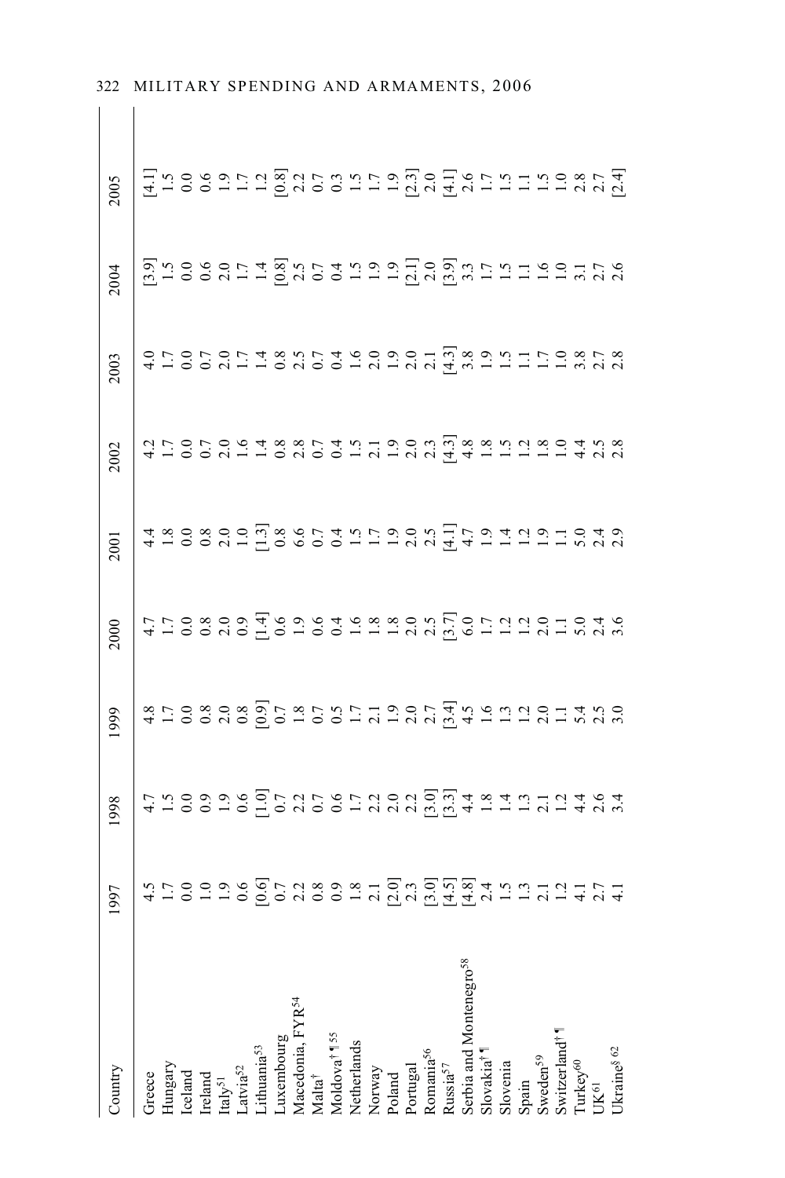| Country | 1997 | 1998 | 1999 | 2000 | 2001 | 2002 | 2003 | 2004 | 2005 |
|---|---|---|---|---|---|---|---|---|---|
| Greece | 4.5 | 4.7 | 4.8 | 4.7 | 4.4 | 4.2 | 4.0 | [3.9] | [4.1] |
| Hungary | 1.7 | 1.5 | 1.7 | 1.7 | 1.8 | 1.7 | 1.7 | 1.5 | 1.5 |
| Iceland | 0.0 | 0.0 | 0.0 | 0.0 | 0.0 | 0.0 | 0.0 | 0.0 | 0.0 |
| Ireland | 1.0 | 0.9 | 0.8 | 0.8 | 0.8 | 0.7 | 0.7 | 0.6 | 0.6 |
| Italy[51] | 1.9 | 1.9 | 2.0 | 2.0 | 2.0 | 2.0 | 2.0 | 2.0 | 1.9 |
| Latvia[52] | 0.6 | 0.6 | 0.8 | 0.9 | 1.0 | 1.6 | 1.7 | 1.7 | 1.7 |
| Lithuania[53] | [0.6] | [1.0] | [0.9] | [1.4] | [1.3] | 1.4 | 1.4 | 1.4 | 1.2 |
| Luxembourg | 0.7 | 0.7 | 0.7 | 0.6 | 0.8 | 0.8 | 0.8 | [0.8] | [0.8] |
| Macedonia, FYR[54] | 2.2 | 2.2 | 1.8 | 1.9 | 6.6 | 2.8 | 2.5 | 2.5 | 2.2 |
| Malta† | 0.8 | 0.7 | 0.7 | 0.6 | 0.7 | 0.7 | 0.7 | 0.7 | 0.7 |
| Moldova†¶[55] | 0.9 | 0.6 | 0.5 | 0.4 | 0.4 | 0.4 | 0.4 | 0.4 | 0.3 |
| Netherlands | 1.8 | 1.7 | 1.7 | 1.6 | 1.5 | 1.5 | 1.6 | 1.5 | 1.5 |
| Norway | 2.1 | 2.2 | 2.1 | 1.8 | 1.7 | 2.1 | 2.0 | 1.9 | 1.7 |
| Poland | [2.0] | 2.0 | 1.9 | 1.8 | 1.9 | 1.9 | 1.9 | 1.9 | 1.9 |
| Portugal | 2.3 | 2.2 | 2.0 | 2.0 | 2.0 | 2.0 | 2.0 | [2.1] | [2.3] |
| Romania[56] | [3.0] | [3.0] | 2.7 | 2.5 | 2.5 | 2.3 | 2.1 | 2.0 | 2.0 |
| Russia[57] | [4.5] | [3.3] | [3.4] | [3.7] | [4.1] | [4.3] | [4.3] | [3.9] | [4.1] |
| Serbia and Montenegro[58] | [4.8] | 4.4 | 4.5 | 6.0 | 4.7 | 4.8 | 3.8 | 3.3 | 2.6 |
| Slovakia†¶ | 2.4 | 1.8 | 1.6 | 1.7 | 1.9 | 1.8 | 1.9 | 1.7 | 1.7 |
| Slovenia | 1.5 | 1.4 | 1.3 | 1.2 | 1.4 | 1.5 | 1.5 | 1.5 | 1.5 |
| Spain | 1.3 | 1.3 | 1.2 | 1.2 | 1.2 | 1.2 | 1.1 | 1.1 | 1.1 |
| Sweden[59] | 2.1 | 2.1 | 2.0 | 2.0 | 1.9 | 1.8 | 1.7 | 1.6 | 1.5 |
| Switzerland†¶ | 1.2 | 1.2 | 1.1 | 1.1 | 1.1 | 1.0 | 1.0 | 1.0 | 1.0 |
| Turkey[60] | 4.1 | 4.4 | 5.4 | 5.0 | 5.0 | 4.4 | 3.8 | 3.1 | 2.8 |
| UK[61] | 2.7 | 2.6 | 2.5 | 2.4 | 2.4 | 2.5 | 2.7 | 2.7 | 2.7 |
| Ukraine§[62] | 4.1 | 3.4 | 3.0 | 3.6 | 2.9 | 2.8 | 2.8 | 2.6 | [2.4] |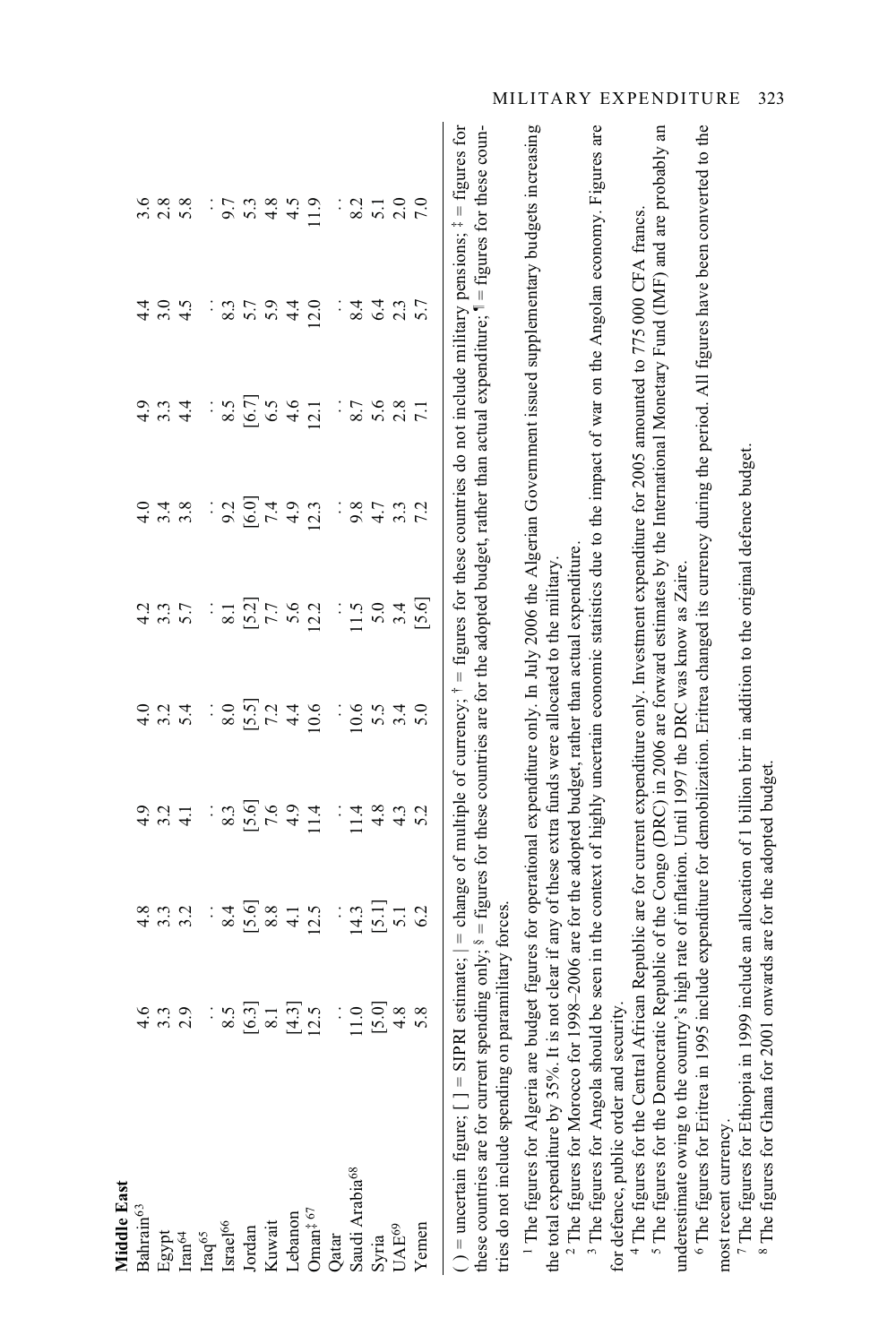| Middle East | | | | | | | | | |
|---|---|---|---|---|---|---|---|---|---|
| Bahrain[63] | 4.6 | 4.8 | 4.9 | 4.0 | 4.2 | 4.0 | 4.9 | 4.4 | 3.6 |
| Egypt | 3.3 | 3.3 | 3.2 | 3.2 | 3.3 | 3.4 | 3.3 | 3.0 | 2.8 |
| Iran[64] | 2.9 | 3.2 | 4.1 | 5.4 | 5.7 | 3.8 | 4.4 | 4.5 | 5.8 |
| Iraq[65] | . . | . . | . . | . . | . . | . . | . . | . . | . . |
| Israel[66] | 8.5 | 8.4 | 8.3 | 8.0 | 8.1 | 9.2 | 8.5 | 8.3 | 9.7 |
| Jordan | [6.3] | [5.6] | [5.6] | [5.5] | [5.2] | [6.0] | [6.7] | 5.7 | 5.3 |
| Kuwait | 8.1 | 8.8 | 7.6 | 7.2 | 7.7 | 7.4 | 6.5 | 5.9 | 4.8 |
| Lebanon | [4.3] | 4.1 | 4.9 | 4.4 | 5.6 | 4.9 | 4.6 | 4.4 | 4.5 |
| Oman[‡ 67] | 12.5 | 12.5 | 11.4 | 10.6 | 12.2 | 12.3 | 12.1 | 12.0 | 11.9 |
| Qatar | . . | . . | . . | . . | . . | . . | . . | . . | . . |
| Saudi Arabia[68] | 11.0 | 14.3 | 11.4 | 10.6 | 11.5 | 9.8 | 8.7 | 8.4 | 8.2 |
| Syria | [5.0] | [5.1] | 4.8 | 5.5 | 5.0 | 4.7 | 5.6 | 6.4 | 5.1 |
| UAE[69] | 4.8 | 5.1 | 4.3 | 3.4 | 3.4 | 3.3 | 2.8 | 2.3 | 2.0 |
| Yemen | 5.8 | 6.2 | 5.2 | 5.0 | [5.6] | 7.2 | 7.1 | 5.7 | 7.0 |

( ) = uncertain figure; [ ] = SIPRI estimate; | = change of multiple of currency; † = figures for these countries do not include military pensions; ‡ = figures for these countries are for current spending only; § = figures for these countries are for the adopted budget, rather than actual expenditure; ¶ = figures for these countries do not include spending on paramilitary forces.

[1] The figures for Algeria are budget figures for operational expenditure only. In July 2006 the Algerian Government issued supplementary budgets increasing the total expenditure by 35%. It is not clear if any of these extra funds were allocated to the military.

[2] The figures for Morocco for 1998–2006 are for the adopted budget, rather than actual expenditure.

[3] The figures for Angola should be seen in the context of highly uncertain economic statistics due to the impact of war on the Angolan economy. Figures are for defence, public order and security.

[4] The figures for the Central African Republic are for current expenditure only. Investment expenditure for 2005 amounted to 775 000 CFA francs.

[5] The figures for the Democratic Republic of the Congo (DRC) in 2006 are forward estimates by the International Monetary Fund (IMF) and are probably an underestimate owing to the country's high rate of inflation. Until 1997 the DRC was know as Zaire.

[6] The figures for Eritrea in 1995 include expenditure for demobilization. Eritrea changed its currency during the period. All figures have been converted to the most recent currency.

[7] The figures for Ethiopia in 1999 include an allocation of 1 billion birr in addition to the original defence budget.

[8] The figures for Ghana for 2001 onwards are for the adopted budget.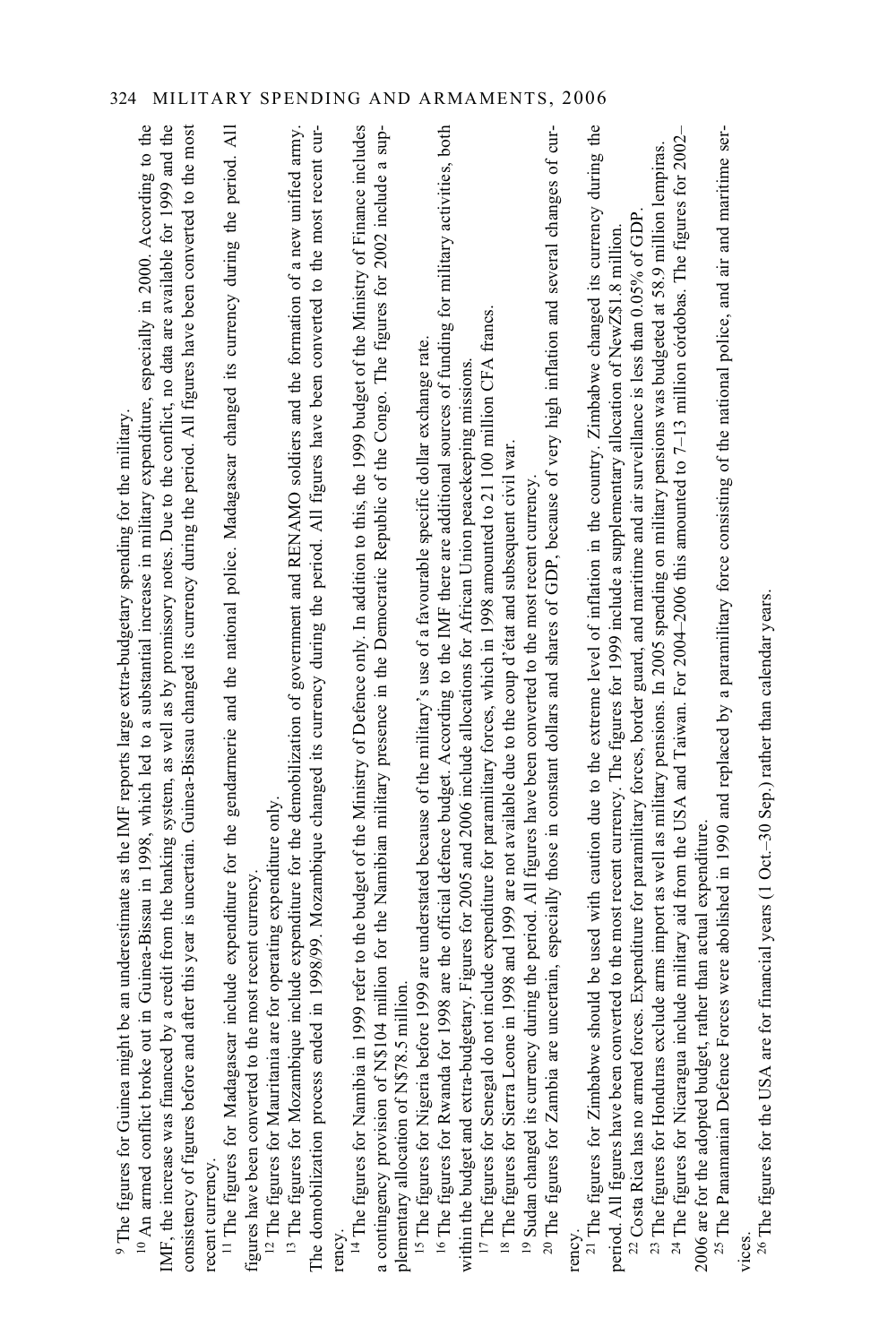[9] The figures for Guinea might be an underestimate as the IMF reports large extra-budgetary spending for the military.

[10] An armed conflict broke out in Guinea-Bissau in 1998, which led to a substantial increase in military expenditure, especially in 2000. According to the IMF, the increase was financed by a credit from the banking system, as well as by promissory notes. Due to the conflict, no data are available for 1999 and the consistency of figures before and after this year is uncertain. Guinea-Bissau changed its currency during the period. All figures have been converted to the most recent currency.

[11] The figures for Madagascar include expenditure for the gendarmerie and the national police. Madagascar changed its currency during the period. All figures have been converted to the most recent currency.

[12] The figures for Mauritania are for operating expenditure only.

[13] The figures for Mozambique include expenditure for the demobilization of government and RENAMO soldiers and the formation of a new unified army. The domobilization process ended in 1998/99. Mozambique changed its currency during the period. All figures have been converted to the most recent currency.

[14] The figures for Namibia in 1999 refer to the budget of the Ministry of Defence only. In addition to this, the 1999 budget of the Ministry of Finance includes a contingency provision of N$104 million for the Namibian military presence in the Democratic Republic of the Congo. The figures for 2002 include a supplementary allocation of N$78.5 million.

[15] The figures for Nigeria before 1999 are understated because of the military's use of a favourable specific dollar exchange rate.

[16] The figures for Rwanda for 1998 are the official defence budget. According to the IMF there are additional sources of funding for military activities, both within the budget and extra-budgetary. Figures for 2005 and 2006 include allocations for African Union peacekeeping missions.

[17] The figures for Senegal do not include expenditure for paramilitary forces, which in 1998 amounted to 21 100 million CFA francs.

[18] The figures for Sierra Leone in 1998 and 1999 are not available due to the coup d'état and subsequent civil war.

[19] Sudan changed its currency during the period. All figures have been converted to the most recent currency.

[20] The figures for Zambia are uncertain, especially those in constant dollars and shares of GDP, because of very high inflation and several changes of currency.

[21] The figures for Zimbabwe should be used with caution due to the extreme level of inflation in the country. Zimbabwe changed its currency during the period. All figures have been converted to the most recent currency. The figures for 1999 include a supplementary allocation of NewZ$1.8 million.

[22] Costa Rica has no armed forces. Expenditure for paramilitary forces, border guard, and maritime and air surveillance is less than 0.05% of GDP.

[23] The figures for Honduras exclude arms import as well as military pensions. In 2005 spending on military pensions was budgeted at 58.9 million lempiras.

[24] The figures for Nicaragua include military aid from the USA and Taiwan. For 2004–2006 this amounted to 7–13 million córdobas. The figures for 2002–2006 are for the adopted budget, rather than actual expenditure.

[25] The Panamanian Defence Forces were abolished in 1990 and replaced by a paramilitary force consisting of the national police, and air and maritime services.

[26] The figures for the USA are for financial years (1 Oct.–30 Sep.) rather than calendar years.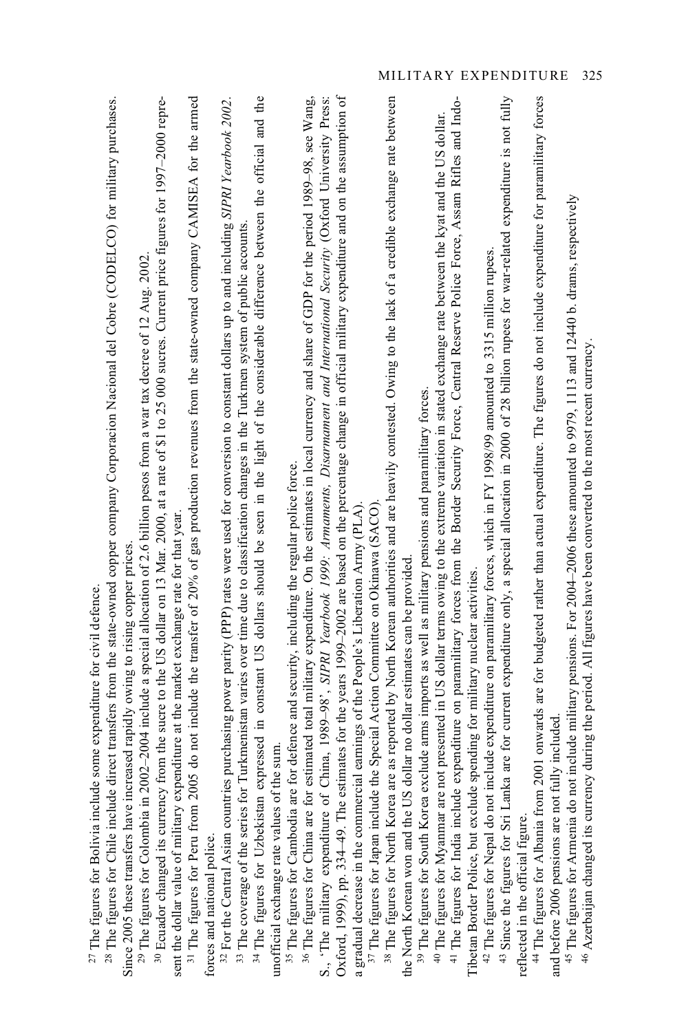[27] The figures for Bolivia include some expenditure for civil defence.

[28] The figures for Chile include direct transfers from the state-owned copper company Corporacion Nacional del Cobre (CODELCO) for military purchases. Since 2005 these transfers have increased rapidly owing to rising copper prices.

[29] The figures for Colombia in 2002–2004 include a special allocation of 2.6 billion pesos from a war tax decree of 12 Aug. 2002.

[30] Ecuador changed its currency from the sucre to the US dollar on 13 Mar. 2000, at a rate of $1 to 25 000 sucres. Current price figures for 1997–2000 represent the dollar value of military expenditure at the market exchange rate for that year.

[31] The figures for Peru from 2005 do not include the transfer of 20% of gas production revenues from the state-owned company CAMISEA for the armed forces and national police.

[32] For the Central Asian countries purchasing power parity (PPP) rates were used for conversion to constant dollars up to and including *SIPRI Yearbook 2002*.

[33] The coverage of the series for Turkmenistan varies over time due to classification changes in the Turkmen system of public accounts.

[34] The figures for Uzbekistan expressed in constant US dollars should be seen in the light of the considerable difference between the official and the unofficial exchange rate values of the sum.

[35] The figures for Cambodia are for defence and security, including the regular police force.

[36] The figures for China are for estimated total military expenditure. On the estimates in local currency and share of GDP for the period 1989–98, see Wang, S., 'The military expenditure of China, 1989–98', *SIPRI Yearbook 1999: Armaments, Disarmament and International Security* (Oxford University Press: Oxford, 1999), pp. 334–49. The estimates for the years 1999–2002 are based on the percentage change in official military expenditure and on the assumption of a gradual decrease in the commercial earnings of the People's Liberation Army (PLA).

[37] The figures for Japan include the Special Action Committee on Okinawa (SACO).

[38] The figures for North Korea are as reported by North Korean authorities and are heavily contested. Owing to the lack of a credible exchange rate between the North Korean won and the US dollar no dollar estimates can be provided.

[39] The figures for South Korea exclude arms imports as well as military pensions and paramilitary forces.

[40] The figures for Myanmar are not presented in US dollar terms owing to the extreme variation in stated exchange rate between the kyat and the US dollar.

[41] The figures for India include expenditure on paramilitary forces from the Border Security Force, Central Reserve Police Force, Assam Rifles and Indo-Tibetan Border Police, but exclude spending for military nuclear activities.

[42] The figures for Nepal do not include expenditure on paramilitary forces, which in FY 1998/99 amounted to 3315 million rupees.

[43] Since the figures for Sri Lanka are for current expenditure only, a special allocation in 2000 of 28 billion rupees for war-related expenditure is not fully reflected in the official figure.

[44] The figures for Albania from 2001 onwards are for budgeted rather than actual expenditure. The figures do not include expenditure for paramilitary forces and before 2006 pensions are not fully included.

[45] The figures for Armenia do not include military pensions. For 2004–2006 these amounted to 9979, 1113 and 12440 b. drams, respectively

[46] Azerbaijan changed its currency during the period. All figures have been converted to the most recent currency.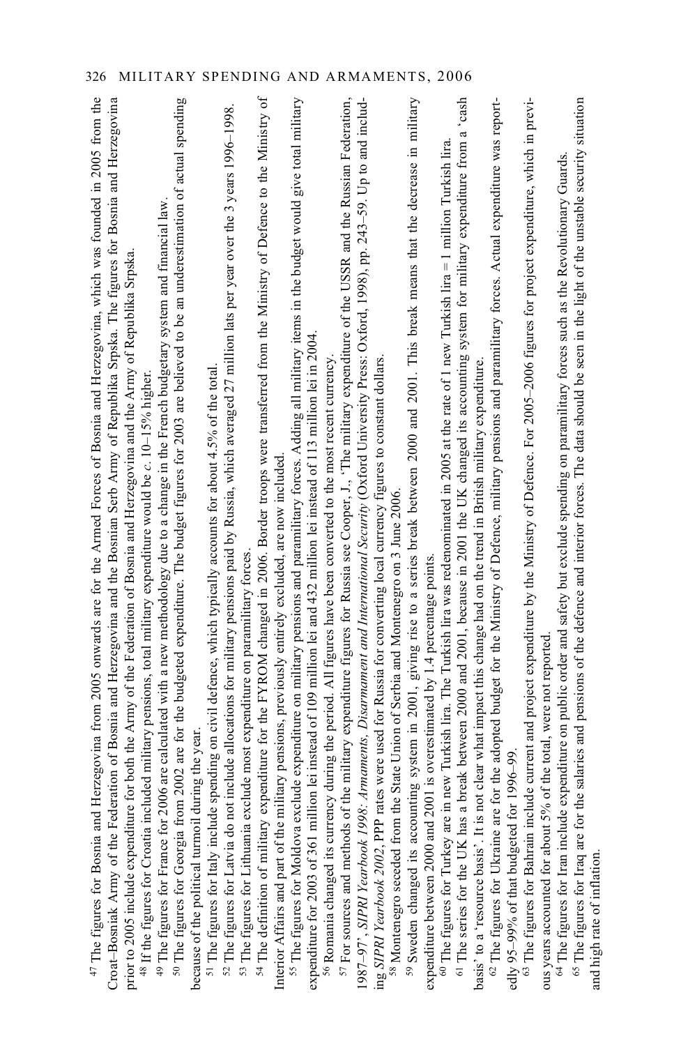[47] The figures for Bosnia and Herzegovina from 2005 onwards are for the Armed Forces of Bosnia and Herzegovina, which was founded in 2005 from the Croat–Bosniak Army of the Federation of Bosnia and Herzegovina and the Bosnian Serb Army of Republika Srpska. The figures for Bosnia and Herzegovina prior to 2005 include expenditure for both the Army of the Federation of Bosnia and Herzegovina and the Army of Republika Srpska.

[48] If the figures for Croatia included military pensions, total military expenditure would be *c.* 10–15% higher.

[49] The figures for France for 2006 are calculated with a new methodology due to a change in the French budgetary system and financial law.

[50] The figures for Georgia from 2002 are for the budgeted expenditure. The budget figures for 2003 are believed to be an underestimation of actual spending because of the political turmoil during the year.

[51] The figures for Italy include spending on civil defence, which typically accounts for about 4.5% of the total.

[52] The figures for Latvia do not include allocations for military pensions paid by Russia, which averaged 27 million lats per year over the 3 years 1996–1998.

[53] The figures for Lithuania exclude most expenditure on paramilitary forces.

[54] The definition of military expenditure for the FYROM changed in 2006. Border troops were transferred from the Ministry of Defence to the Ministry of Interior Affairs and part of the military pensions, previously entirely excluded, are now included.

[55] The figures for Moldova exclude expenditure on military pensions and paramilitary forces. Adding all military items in the budget would give total military expenditure for 2003 of 361 million lei instead of 109 million lei and 432 million lei instead of 113 million lei in 2004.

[56] Romania changed its currency during the period. All figures have been converted to the most recent currency.

[57] For sources and methods of the military expenditure figures for Russia see Cooper, J., 'The military expenditure of the USSR and the Russian Federation, 1987–97', *SIPRI Yearbook 1998: Armaments, Disarmament and International Security* (Oxford University Press: Oxford, 1998), pp. 243–59. Up to and including *SIPRI Yearbook 2002*, PPP rates were used for Russia for converting local currency figures to constant dollars.

[58] Montenegro seceded from the State Union of Serbia and Montenegro on 3 June 2006.

[59] Sweden changed its accounting system in 2001, giving rise to a series break between 2000 and 2001. This break means that the decrease in military expenditure between 2000 and 2001 is overestimated by 1.4 percentage points.

[60] The figures for Turkey are in new Turkish lira. The Turkish lira was redenominated in 2005 at the rate of 1 new Turkish lira = 1 million Turkish lira.

[61] The series for the UK has a break between 2000 and 2001, because in 2001 the UK changed its accounting system for military expenditure from a 'cash basis' to a 'resource basis'. It is not clear what impact this change had on the trend in British military expenditure.

[62] The figures for Ukraine are for the adopted budget for the Ministry of Defence, military pensions and paramilitary forces. Actual expenditure was reportedly 95–99% of that budgeted for 1996–99.

[63] The figures for Bahrain include current and project expenditure by the Ministry of Defence. For 2005–2006 figures for project expenditure, which in previous years accounted for about 5% of the total, were not reported.

[64] The figures for Iran include expenditure on public order and safety but exclude spending on paramilitary forces such as the Revolutionary Guards.

[65] The figures for Iraq are for the salaries and pensions of the defence and interior forces. The data should be seen in the light of the unstable security situation and high rate of inflation.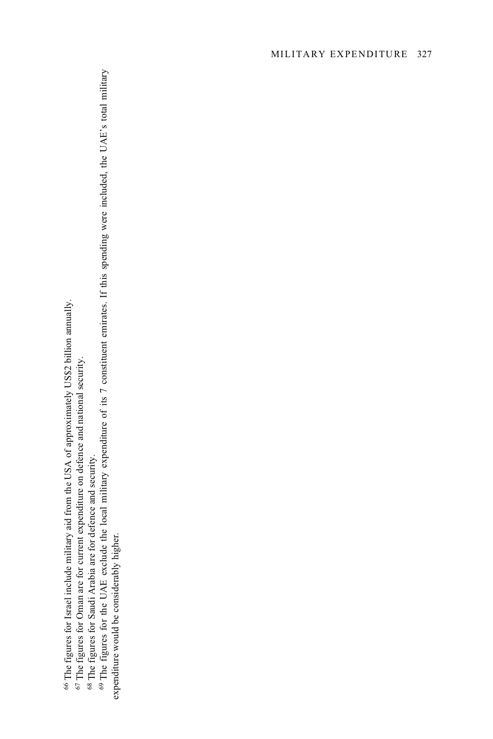[66] The figures for Israel include military aid from the USA of approximately US$2 billion annually.

[67] The figures for Oman are for current expenditure on defence and national security.

[68] The figures for Saudi Arabia are for defence and security.

[69] The figures for the UAE exclude the local military expenditure of its 7 constituent emirates. If this spending were included, the UAE's total military expenditure would be considerably higher.